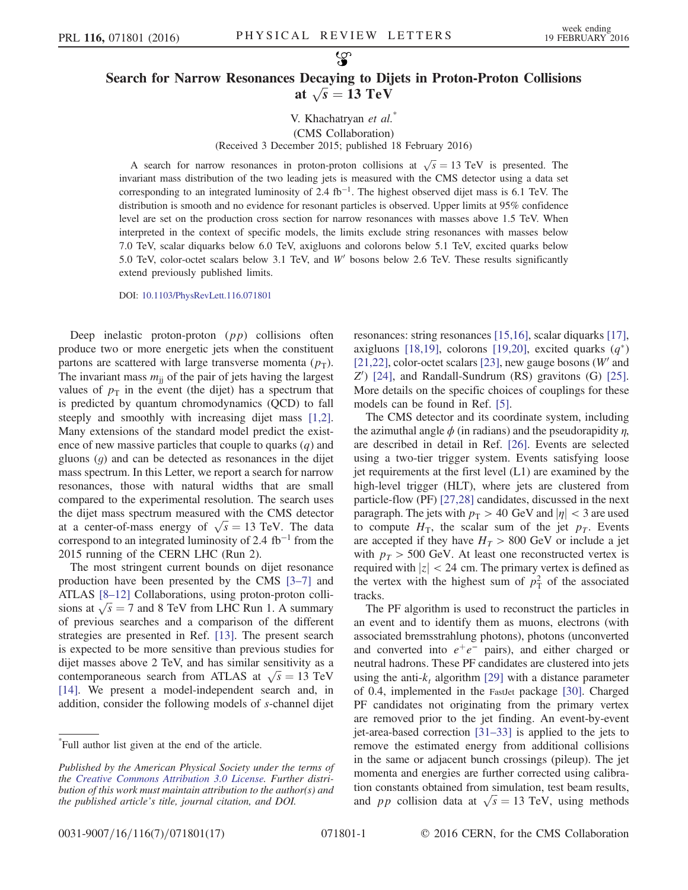# Search for Narrow Resonances Decaying to Dijets in Proton-Proton Collisions at $\sqrt{s} = 13$ TeV

V. Khachatryan *et al.*[*]

(CMS Collaboration)

(Received 3 December 2015; published 18 February 2016)

A search for narrow resonances in proton-proton collisions at $\sqrt{s} = 13$ TeV is presented. The invariant mass distribution of the two leading jets is measured with the CMS detector using a data set corresponding to an integrated luminosity of 2.4 $\text{fb}^{-1}$. The highest observed dijet mass is 6.1 TeV. The distribution is smooth and no evidence for resonant particles is observed. Upper limits at 95% confidence level are set on the production cross section for narrow resonances with masses above 1.5 TeV. When interpreted in the context of specific models, the limits exclude string resonances with masses below 7.0 TeV, scalar diquarks below 6.0 TeV, axigluons and colorons below 5.1 TeV, excited quarks below 5.0 TeV, color-octet scalars below 3.1 TeV, and $W'$ bosons below 2.6 TeV. These results significantly extend previously published limits.

DOI: 10.1103/PhysRevLett.116.071801

Deep inelastic proton-proton ($pp$) collisions often produce two or more energetic jets when the constituent partons are scattered with large transverse momenta ($p_{\mathrm{T}}$). The invariant mass $m_{\mathrm{jj}}$ of the pair of jets having the largest values of $p_{\mathrm{T}}$ in the event (the dijet) has a spectrum that is predicted by quantum chromodynamics (QCD) to fall steeply and smoothly with increasing dijet mass [1,2]. Many extensions of the standard model predict the existence of new massive particles that couple to quarks ($q$) and gluons ($g$) and can be detected as resonances in the dijet mass spectrum. In this Letter, we report a search for narrow resonances, those with natural widths that are small compared to the experimental resolution. The search uses the dijet mass spectrum measured with the CMS detector at a center-of-mass energy of $\sqrt{s} = 13$ TeV. The data correspond to an integrated luminosity of 2.4 $\text{fb}^{-1}$ from the 2015 running of the CERN LHC (Run 2).

The most stringent current bounds on dijet resonance production have been presented by the CMS [3–7] and ATLAS [8–12] Collaborations, using proton-proton collisions at $\sqrt{s} = 7$ and 8 TeV from LHC Run 1. A summary of previous searches and a comparison of the different strategies are presented in Ref. [13]. The present search is expected to be more sensitive than previous studies for dijet masses above 2 TeV, and has similar sensitivity as a contemporaneous search from ATLAS at $\sqrt{s} = 13$ TeV [14]. We present a model-independent search and, in addition, consider the following models of $s$-channel dijet resonances: string resonances [15,16], scalar diquarks [17], axigluons [18,19], colorons [19,20], excited quarks ($q^*$) [21,22], color-octet scalars [23], new gauge bosons ($W'$ and $Z'$) [24], and Randall-Sundrum (RS) gravitons (G) [25]. More details on the specific choices of couplings for these models can be found in Ref. [5].

The CMS detector and its coordinate system, including the azimuthal angle $\phi$ (in radians) and the pseudorapidity $\eta$, are described in detail in Ref. [26]. Events are selected using a two-tier trigger system. Events satisfying loose jet requirements at the first level (L1) are examined by the high-level trigger (HLT), where jets are clustered from particle-flow (PF) [27,28] candidates, discussed in the next paragraph. The jets with $p_{\mathrm{T}} > 40$ GeV and $|\eta| < 3$ are used to compute $H_{\mathrm{T}}$, the scalar sum of the jet $p_T$. Events are accepted if they have $H_T > 800$ GeV or include a jet with $p_T > 500$ GeV. At least one reconstructed vertex is required with $|z| < 24$ cm. The primary vertex is defined as the vertex with the highest sum of $p_{\mathrm{T}}^2$ of the associated tracks.

The PF algorithm is used to reconstruct the particles in an event and to identify them as muons, electrons (with associated bremsstrahlung photons), photons (unconverted and converted into $e^+e^-$ pairs), and either charged or neutral hadrons. These PF candidates are clustered into jets using the anti-$k_t$ algorithm [29] with a distance parameter of 0.4, implemented in the FastJet package [30]. Charged PF candidates not originating from the primary vertex are removed prior to the jet finding. An event-by-event jet-area-based correction [31–33] is applied to the jets to remove the estimated energy from additional collisions in the same or adjacent bunch crossings (pileup). The jet momenta and energies are further corrected using calibration constants obtained from simulation, test beam results, and $pp$ collision data at $\sqrt{s} = 13$ TeV, using methods

[*]Full author list given at the end of the article.

*Published by the American Physical Society under the terms of the Creative Commons Attribution 3.0 License. Further distribution of this work must maintain attribution to the author(s) and the published article's title, journal citation, and DOI.*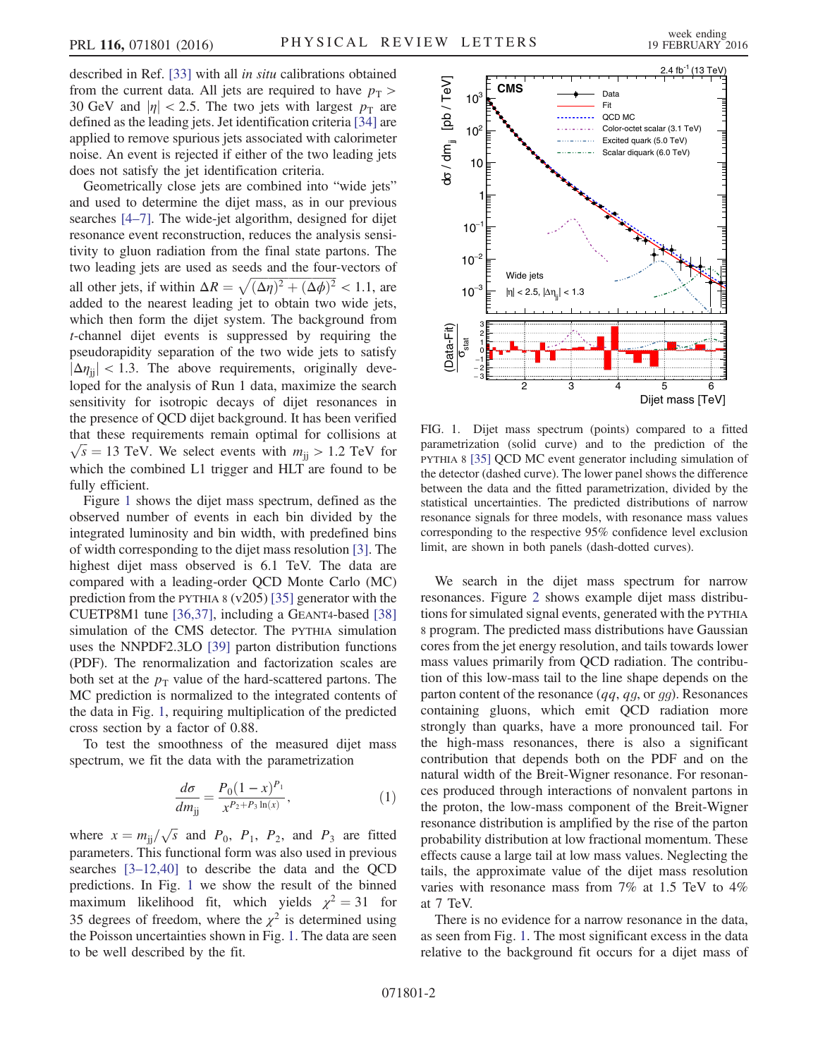described in Ref. [33] with all *in situ* calibrations obtained from the current data. All jets are required to have $p_T > 30$ GeV and $|\eta| < 2.5$. The two jets with largest $p_T$ are defined as the leading jets. Jet identification criteria [34] are applied to remove spurious jets associated with calorimeter noise. An event is rejected if either of the two leading jets does not satisfy the jet identification criteria.

Geometrically close jets are combined into "wide jets" and used to determine the dijet mass, as in our previous searches [4–7]. The wide-jet algorithm, designed for dijet resonance event reconstruction, reduces the analysis sensitivity to gluon radiation from the final state partons. The two leading jets are used as seeds and the four-vectors of all other jets, if within $\Delta R = \sqrt{(\Delta\eta)^2 + (\Delta\phi)^2} < 1.1$, are added to the nearest leading jet to obtain two wide jets, which then form the dijet system. The background from $t$-channel dijet events is suppressed by requiring the pseudorapidity separation of the two wide jets to satisfy $|\Delta\eta_{jj}| < 1.3$. The above requirements, originally developed for the analysis of Run 1 data, maximize the search sensitivity for isotropic decays of dijet resonances in the presence of QCD dijet background. It has been verified that these requirements remain optimal for collisions at $\sqrt{s} = 13$ TeV. We select events with $m_{jj} > 1.2$ TeV for which the combined L1 trigger and HLT are found to be fully efficient.

Figure 1 shows the dijet mass spectrum, defined as the observed number of events in each bin divided by the integrated luminosity and bin width, with predefined bins of width corresponding to the dijet mass resolution [3]. The highest dijet mass observed is 6.1 TeV. The data are compared with a leading-order QCD Monte Carlo (MC) prediction from the PYTHIA 8 (v205) [35] generator with the CUETP8M1 tune [36,37], including a GEANT4-based [38] simulation of the CMS detector. The PYTHIA simulation uses the NNPDF2.3LO [39] parton distribution functions (PDF). The renormalization and factorization scales are both set at the $p_T$ value of the hard-scattered partons. The MC prediction is normalized to the integrated contents of the data in Fig. 1, requiring multiplication of the predicted cross section by a factor of 0.88.

To test the smoothness of the measured dijet mass spectrum, we fit the data with the parametrization

$$\frac{d\sigma}{dm_{jj}} = \frac{P_0(1-x)^{P_1}}{x^{P_2+P_3\ln(x)}}, \tag{1}$$

where $x = m_{jj}/\sqrt{s}$ and $P_0$, $P_1$, $P_2$, and $P_3$ are fitted parameters. This functional form was also used in previous searches [3–12,40] to describe the data and the QCD predictions. In Fig. 1 we show the result of the binned maximum likelihood fit, which yields $\chi^2 = 31$ for 35 degrees of freedom, where the $\chi^2$ is determined using the Poisson uncertainties shown in Fig. 1. The data are seen to be well described by the fit.

FIG. 1. Dijet mass spectrum (points) compared to a fitted parametrization (solid curve) and to the prediction of the PYTHIA 8 [35] QCD MC event generator including simulation of the detector (dashed curve). The lower panel shows the difference between the data and the fitted parametrization, divided by the statistical uncertainties. The predicted distributions of narrow resonance signals for three models, with resonance mass values corresponding to the respective 95% confidence level exclusion limit, are shown in both panels (dash-dotted curves).

We search in the dijet mass spectrum for narrow resonances. Figure 2 shows example dijet mass distributions for simulated signal events, generated with the PYTHIA 8 program. The predicted mass distributions have Gaussian cores from the jet energy resolution, and tails towards lower mass values primarily from QCD radiation. The contribution of this low-mass tail to the line shape depends on the parton content of the resonance ($qq$, $qg$, or $gg$). Resonances containing gluons, which emit QCD radiation more strongly than quarks, have a more pronounced tail. For the high-mass resonances, there is also a significant contribution that depends both on the PDF and on the natural width of the Breit-Wigner resonance. For resonances produced through interactions of nonvalent partons in the proton, the low-mass component of the Breit-Wigner resonance distribution is amplified by the rise of the parton probability distribution at low fractional momentum. These effects cause a large tail at low mass values. Neglecting the tails, the approximate value of the dijet mass resolution varies with resonance mass from 7% at 1.5 TeV to 4% at 7 TeV.

There is no evidence for a narrow resonance in the data, as seen from Fig. 1. The most significant excess in the data relative to the background fit occurs for a dijet mass of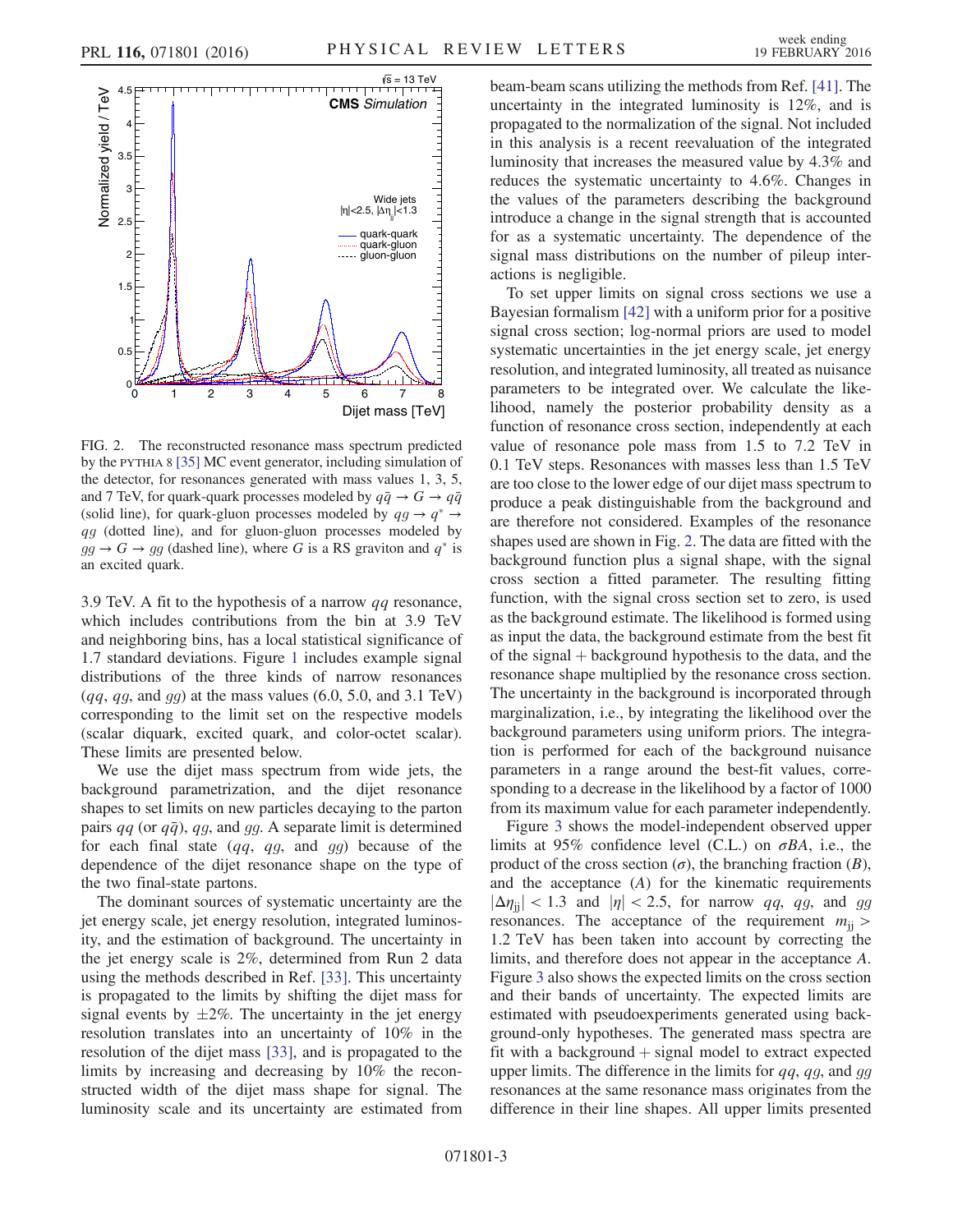FIG. 2. The reconstructed resonance mass spectrum predicted by the PYTHIA 8 [35] MC event generator, including simulation of the detector, for resonances generated with mass values 1, 3, 5, and 7 TeV, for quark-quark processes modeled by $q\bar{q} \to G \to q\bar{q}$ (solid line), for quark-gluon processes modeled by $qg \to q^* \to qg$ (dotted line), and for gluon-gluon processes modeled by $gg \to G \to gg$ (dashed line), where $G$ is a RS graviton and $q^*$ is an excited quark.

3.9 TeV. A fit to the hypothesis of a narrow $qq$ resonance, which includes contributions from the bin at 3.9 TeV and neighboring bins, has a local statistical significance of 1.7 standard deviations. Figure 1 includes example signal distributions of the three kinds of narrow resonances ($qq$, $qg$, and $gg$) at the mass values (6.0, 5.0, and 3.1 TeV) corresponding to the limit set on the respective models (scalar diquark, excited quark, and color-octet scalar). These limits are presented below.

We use the dijet mass spectrum from wide jets, the background parametrization, and the dijet resonance shapes to set limits on new particles decaying to the parton pairs $qq$ (or $q\bar{q}$), $qg$, and $gg$. A separate limit is determined for each final state ($qq$, $qg$, and $gg$) because of the dependence of the dijet resonance shape on the type of the two final-state partons.

The dominant sources of systematic uncertainty are the jet energy scale, jet energy resolution, integrated luminosity, and the estimation of background. The uncertainty in the jet energy scale is 2%, determined from Run 2 data using the methods described in Ref. [33]. This uncertainty is propagated to the limits by shifting the dijet mass for signal events by $\pm 2\%$. The uncertainty in the jet energy resolution translates into an uncertainty of 10% in the resolution of the dijet mass [33], and is propagated to the limits by increasing and decreasing by 10% the reconstructed width of the dijet mass shape for signal. The luminosity scale and its uncertainty are estimated from beam-beam scans utilizing the methods from Ref. [41]. The uncertainty in the integrated luminosity is 12%, and is propagated to the normalization of the signal. Not included in this analysis is a recent reevaluation of the integrated luminosity that increases the measured value by 4.3% and reduces the systematic uncertainty to 4.6%. Changes in the values of the parameters describing the background introduce a change in the signal strength that is accounted for as a systematic uncertainty. The dependence of the signal mass distributions on the number of pileup interactions is negligible.

To set upper limits on signal cross sections we use a Bayesian formalism [42] with a uniform prior for a positive signal cross section; log-normal priors are used to model systematic uncertainties in the jet energy scale, jet energy resolution, and integrated luminosity, all treated as nuisance parameters to be integrated over. We calculate the likelihood, namely the posterior probability density as a function of resonance cross section, independently at each value of resonance pole mass from 1.5 to 7.2 TeV in 0.1 TeV steps. Resonances with masses less than 1.5 TeV are too close to the lower edge of our dijet mass spectrum to produce a peak distinguishable from the background and are therefore not considered. Examples of the resonance shapes used are shown in Fig. 2. The data are fitted with the background function plus a signal shape, with the signal cross section a fitted parameter. The resulting fitting function, with the signal cross section set to zero, is used as the background estimate. The likelihood is formed using as input the data, the background estimate from the best fit of the signal + background hypothesis to the data, and the resonance shape multiplied by the resonance cross section. The uncertainty in the background is incorporated through marginalization, i.e., by integrating the likelihood over the background parameters using uniform priors. The integration is performed for each of the background nuisance parameters in a range around the best-fit values, corresponding to a decrease in the likelihood by a factor of 1000 from its maximum value for each parameter independently.

Figure 3 shows the model-independent observed upper limits at 95% confidence level (C.L.) on $\sigma BA$, i.e., the product of the cross section ($\sigma$), the branching fraction ($B$), and the acceptance ($A$) for the kinematic requirements $|\Delta\eta_{jj}| < 1.3$ and $|\eta| < 2.5$, for narrow $qq$, $qg$, and $gg$ resonances. The acceptance of the requirement $m_{jj} > 1.2$ TeV has been taken into account by correcting the limits, and therefore does not appear in the acceptance $A$. Figure 3 also shows the expected limits on the cross section and their bands of uncertainty. The expected limits are estimated with pseudoexperiments generated using background-only hypotheses. The generated mass spectra are fit with a background + signal model to extract expected upper limits. The difference in the limits for $qq$, $qg$, and $gg$ resonances at the same resonance mass originates from the difference in their line shapes. All upper limits presented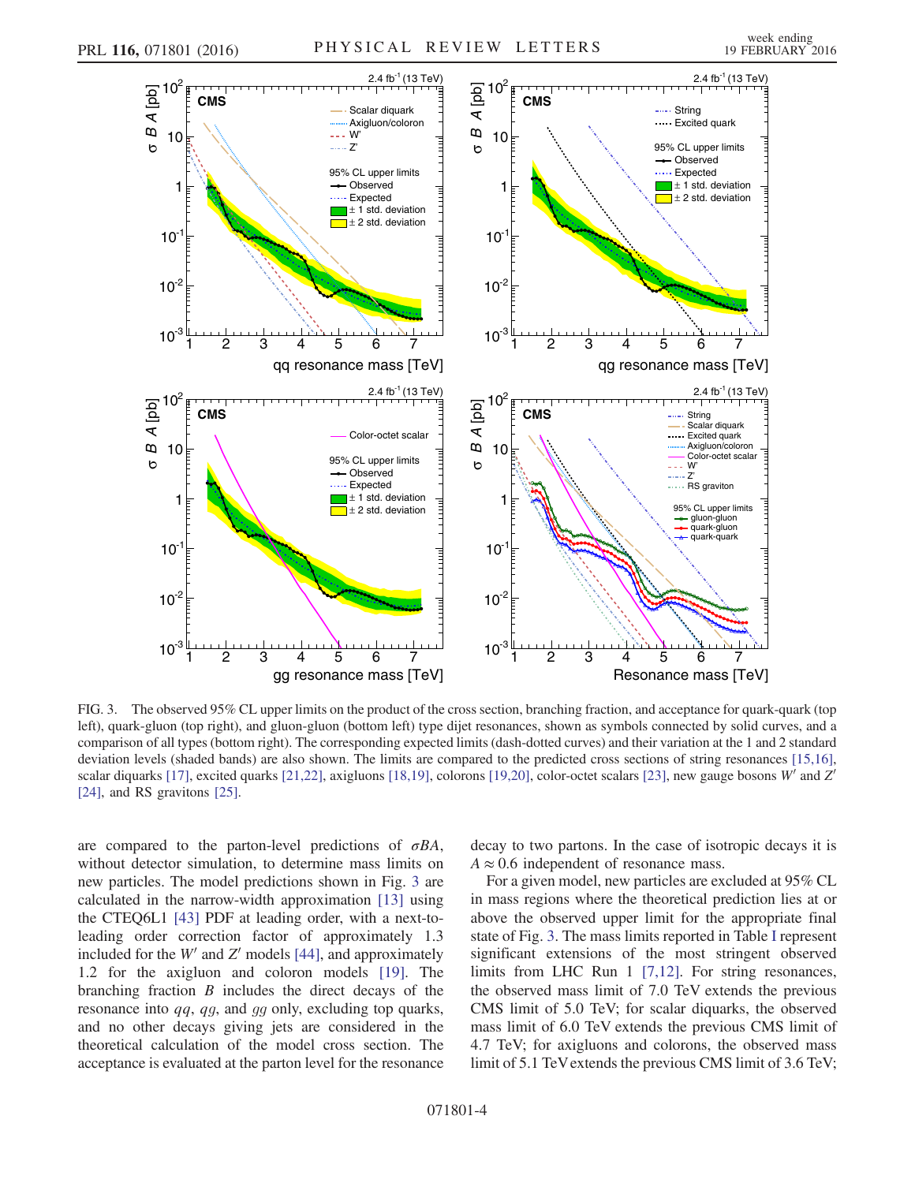FIG. 3. The observed 95% CL upper limits on the product of the cross section, branching fraction, and acceptance for quark-quark (top left), quark-gluon (top right), and gluon-gluon (bottom left) type dijet resonances, shown as symbols connected by solid curves, and a comparison of all types (bottom right). The corresponding expected limits (dash-dotted curves) and their variation at the 1 and 2 standard deviation levels (shaded bands) are also shown. The limits are compared to the predicted cross sections of string resonances [15,16], scalar diquarks [17], excited quarks [21,22], axigluons [18,19], colorons [19,20], color-octet scalars [23], new gauge bosons $W'$ and $Z'$ [24], and RS gravitons [25].

are compared to the parton-level predictions of $\sigma BA$, without detector simulation, to determine mass limits on new particles. The model predictions shown in Fig. 3 are calculated in the narrow-width approximation [13] using the CTEQ6L1 [43] PDF at leading order, with a next-to-leading order correction factor of approximately 1.3 included for the $W'$ and $Z'$ models [44], and approximately 1.2 for the axigluon and coloron models [19]. The branching fraction $B$ includes the direct decays of the resonance into $qq$, $qg$, and $gg$ only, excluding top quarks, and no other decays giving jets are considered in the theoretical calculation of the model cross section. The acceptance is evaluated at the parton level for the resonance decay to two partons. In the case of isotropic decays it is $A \approx 0.6$ independent of resonance mass.

For a given model, new particles are excluded at 95% CL in mass regions where the theoretical prediction lies at or above the observed upper limit for the appropriate final state of Fig. 3. The mass limits reported in Table I represent significant extensions of the most stringent observed limits from LHC Run 1 [7,12]. For string resonances, the observed mass limit of 7.0 TeV extends the previous CMS limit of 5.0 TeV; for scalar diquarks, the observed mass limit of 6.0 TeV extends the previous CMS limit of 4.7 TeV; for axigluons and colorons, the observed mass limit of 5.1 TeV extends the previous CMS limit of 3.6 TeV;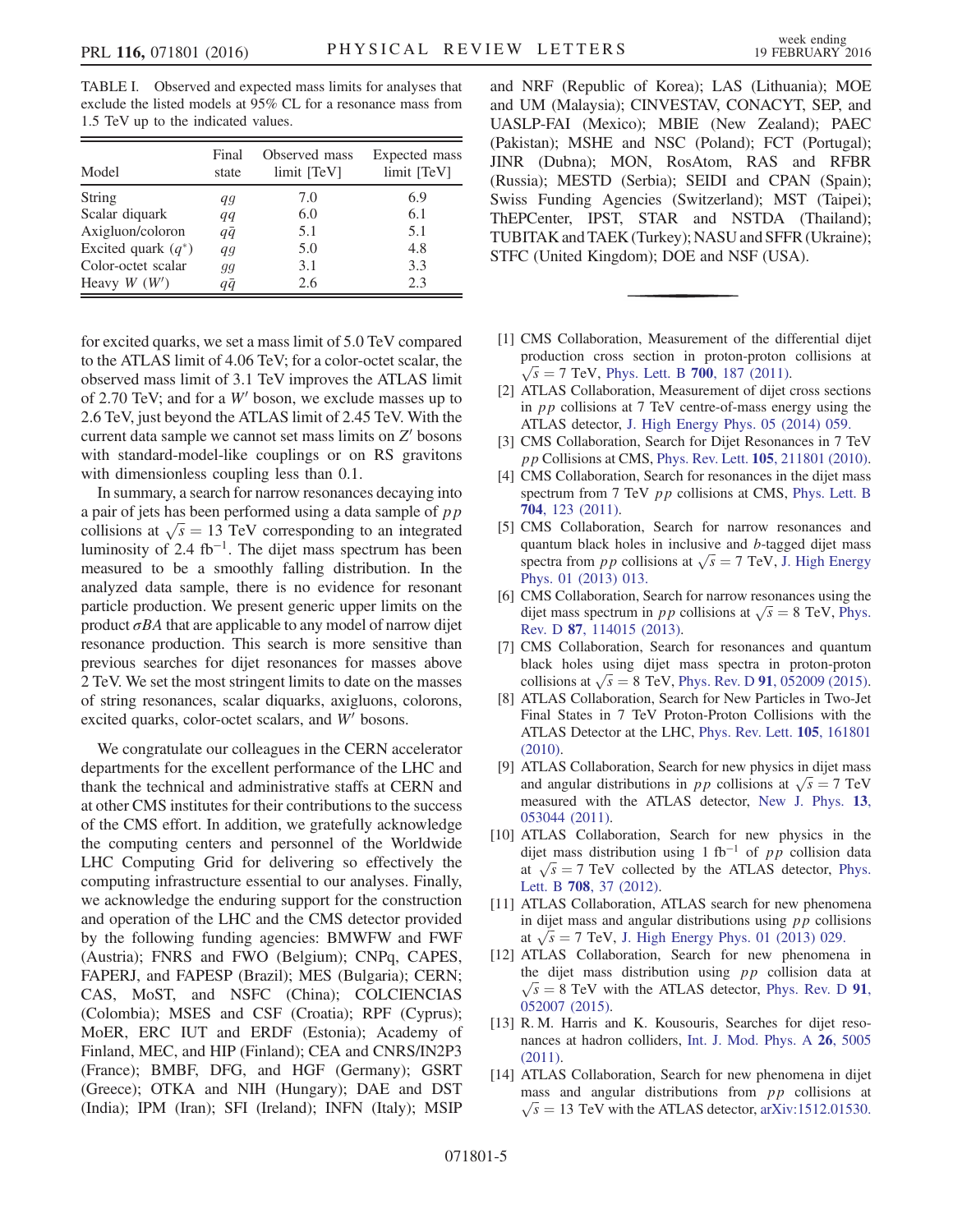TABLE I. Observed and expected mass limits for analyses that exclude the listed models at 95% CL for a resonance mass from 1.5 TeV up to the indicated values.

| Model | Final state | Observed mass limit [TeV] | Expected mass limit [TeV] |
|---|---|---|---|
| String | $qg$ | 7.0 | 6.9 |
| Scalar diquark | $qq$ | 6.0 | 6.1 |
| Axigluon/coloron | $q\bar{q}$ | 5.1 | 5.1 |
| Excited quark ($q^*$) | $qg$ | 5.0 | 4.8 |
| Color-octet scalar | $gg$ | 3.1 | 3.3 |
| Heavy $W$ ($W'$) | $q\bar{q}$ | 2.6 | 2.3 |

for excited quarks, we set a mass limit of 5.0 TeV compared to the ATLAS limit of 4.06 TeV; for a color-octet scalar, the observed mass limit of 3.1 TeV improves the ATLAS limit of 2.70 TeV; and for a $W'$ boson, we exclude masses up to 2.6 TeV, just beyond the ATLAS limit of 2.45 TeV. With the current data sample we cannot set mass limits on $Z'$ bosons with standard-model-like couplings or on RS gravitons with dimensionless coupling less than 0.1.

In summary, a search for narrow resonances decaying into a pair of jets has been performed using a data sample of $pp$ collisions at $\sqrt{s} = 13$ TeV corresponding to an integrated luminosity of 2.4 fb$^{-1}$. The dijet mass spectrum has been measured to be a smoothly falling distribution. In the analyzed data sample, there is no evidence for resonant particle production. We present generic upper limits on the product $\sigma BA$ that are applicable to any model of narrow dijet resonance production. This search is more sensitive than previous searches for dijet resonances for masses above 2 TeV. We set the most stringent limits to date on the masses of string resonances, scalar diquarks, axigluons, colorons, excited quarks, color-octet scalars, and $W'$ bosons.

We congratulate our colleagues in the CERN accelerator departments for the excellent performance of the LHC and thank the technical and administrative staffs at CERN and at other CMS institutes for their contributions to the success of the CMS effort. In addition, we gratefully acknowledge the computing centers and personnel of the Worldwide LHC Computing Grid for delivering so effectively the computing infrastructure essential to our analyses. Finally, we acknowledge the enduring support for the construction and operation of the LHC and the CMS detector provided by the following funding agencies: BMWFW and FWF (Austria); FNRS and FWO (Belgium); CNPq, CAPES, FAPERJ, and FAPESP (Brazil); MES (Bulgaria); CERN; CAS, MoST, and NSFC (China); COLCIENCIAS (Colombia); MSES and CSF (Croatia); RPF (Cyprus); MoER, ERC IUT and ERDF (Estonia); Academy of Finland, MEC, and HIP (Finland); CEA and CNRS/IN2P3 (France); BMBF, DFG, and HGF (Germany); GSRT (Greece); OTKA and NIH (Hungary); DAE and DST (India); IPM (Iran); SFI (Ireland); INFN (Italy); MSIP and NRF (Republic of Korea); LAS (Lithuania); MOE and UM (Malaysia); CINVESTAV, CONACYT, SEP, and UASLP-FAI (Mexico); MBIE (New Zealand); PAEC (Pakistan); MSHE and NSC (Poland); FCT (Portugal); JINR (Dubna); MON, RosAtom, RAS and RFBR (Russia); MESTD (Serbia); SEIDI and CPAN (Spain); Swiss Funding Agencies (Switzerland); MST (Taipei); ThEPCenter, IPST, STAR and NSTDA (Thailand); TUBITAK and TAEK (Turkey); NASU and SFFR (Ukraine); STFC (United Kingdom); DOE and NSF (USA).

[1] CMS Collaboration, Measurement of the differential dijet production cross section in proton-proton collisions at $\sqrt{s} = 7$ TeV, Phys. Lett. B **700**, 187 (2011).

[2] ATLAS Collaboration, Measurement of dijet cross sections in $pp$ collisions at 7 TeV centre-of-mass energy using the ATLAS detector, J. High Energy Phys. 05 (2014) 059.

[3] CMS Collaboration, Search for Dijet Resonances in 7 TeV $pp$ Collisions at CMS, Phys. Rev. Lett. **105**, 211801 (2010).

[4] CMS Collaboration, Search for resonances in the dijet mass spectrum from 7 TeV $pp$ collisions at CMS, Phys. Lett. B **704**, 123 (2011).

[5] CMS Collaboration, Search for narrow resonances and quantum black holes in inclusive and $b$-tagged dijet mass spectra from $pp$ collisions at $\sqrt{s} = 7$ TeV, J. High Energy Phys. 01 (2013) 013.

[6] CMS Collaboration, Search for narrow resonances using the dijet mass spectrum in $pp$ collisions at $\sqrt{s} = 8$ TeV, Phys. Rev. D **87**, 114015 (2013).

[7] CMS Collaboration, Search for resonances and quantum black holes using dijet mass spectra in proton-proton collisions at $\sqrt{s} = 8$ TeV, Phys. Rev. D **91**, 052009 (2015).

[8] ATLAS Collaboration, Search for New Particles in Two-Jet Final States in 7 TeV Proton-Proton Collisions with the ATLAS Detector at the LHC, Phys. Rev. Lett. **105**, 161801 (2010).

[9] ATLAS Collaboration, Search for new physics in dijet mass and angular distributions in $pp$ collisions at $\sqrt{s} = 7$ TeV measured with the ATLAS detector, New J. Phys. **13**, 053044 (2011).

[10] ATLAS Collaboration, Search for new physics in the dijet mass distribution using 1 fb$^{-1}$ of $pp$ collision data at $\sqrt{s} = 7$ TeV collected by the ATLAS detector, Phys. Lett. B **708**, 37 (2012).

[11] ATLAS Collaboration, ATLAS search for new phenomena in dijet mass and angular distributions using $pp$ collisions at $\sqrt{s} = 7$ TeV, J. High Energy Phys. 01 (2013) 029.

[12] ATLAS Collaboration, Search for new phenomena in the dijet mass distribution using $pp$ collision data at $\sqrt{s} = 8$ TeV with the ATLAS detector, Phys. Rev. D **91**, 052007 (2015).

[13] R. M. Harris and K. Kousouris, Searches for dijet resonances at hadron colliders, Int. J. Mod. Phys. A **26**, 5005 (2011).

[14] ATLAS Collaboration, Search for new phenomena in dijet mass and angular distributions from $pp$ collisions at $\sqrt{s} = 13$ TeV with the ATLAS detector, arXiv:1512.01530.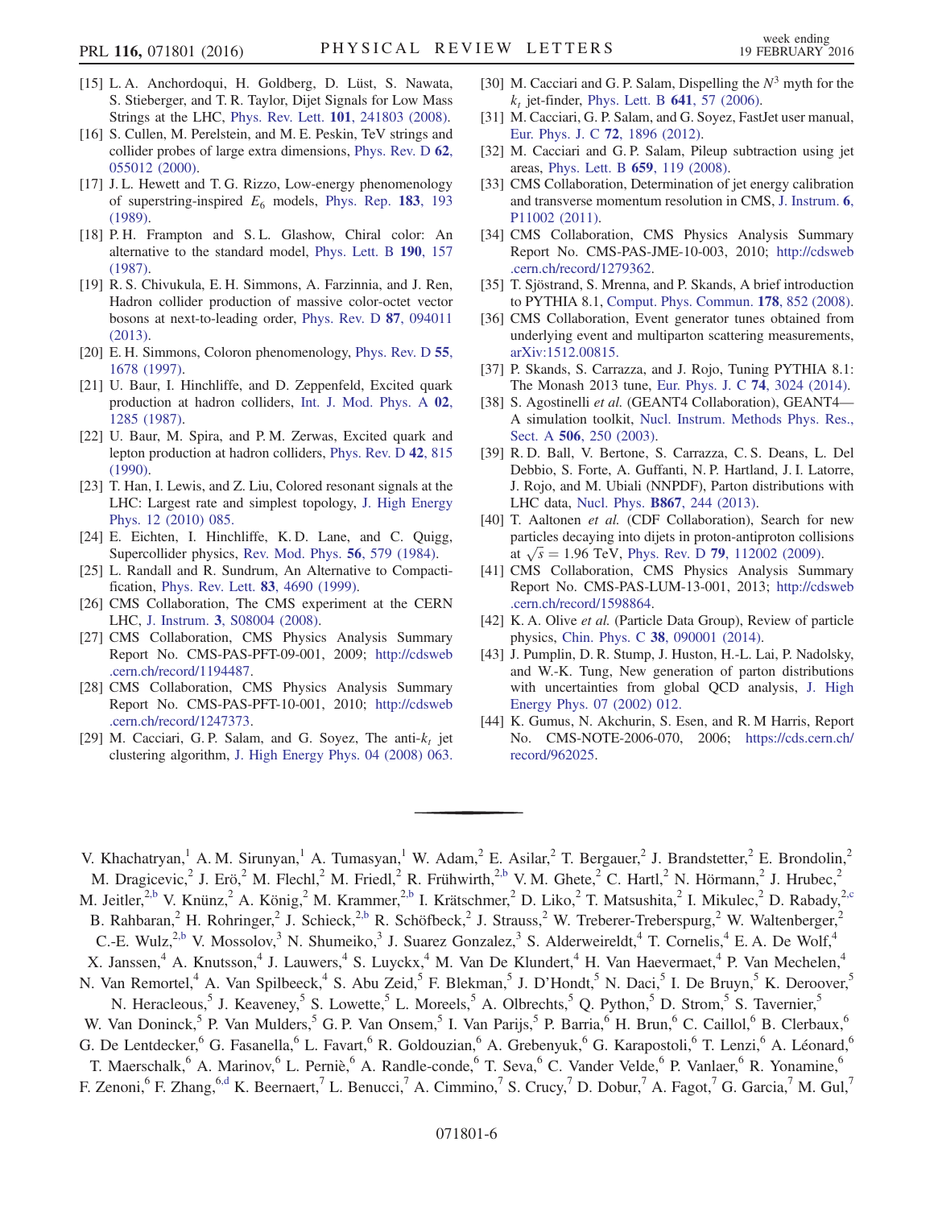[15] L. A. Anchordoqui, H. Goldberg, D. Lüst, S. Nawata, S. Stieberger, and T. R. Taylor, Dijet Signals for Low Mass Strings at the LHC, Phys. Rev. Lett. **101**, 241803 (2008).

[16] S. Cullen, M. Perelstein, and M. E. Peskin, TeV strings and collider probes of large extra dimensions, Phys. Rev. D **62**, 055012 (2000).

[17] J. L. Hewett and T. G. Rizzo, Low-energy phenomenology of superstring-inspired $E_6$ models, Phys. Rep. **183**, 193 (1989).

[18] P. H. Frampton and S. L. Glashow, Chiral color: An alternative to the standard model, Phys. Lett. B **190**, 157 (1987).

[19] R. S. Chivukula, E. H. Simmons, A. Farzinnia, and J. Ren, Hadron collider production of massive color-octet vector bosons at next-to-leading order, Phys. Rev. D **87**, 094011 (2013).

[20] E. H. Simmons, Coloron phenomenology, Phys. Rev. D **55**, 1678 (1997).

[21] U. Baur, I. Hinchliffe, and D. Zeppenfeld, Excited quark production at hadron colliders, Int. J. Mod. Phys. A **02**, 1285 (1987).

[22] U. Baur, M. Spira, and P. M. Zerwas, Excited quark and lepton production at hadron colliders, Phys. Rev. D **42**, 815 (1990).

[23] T. Han, I. Lewis, and Z. Liu, Colored resonant signals at the LHC: Largest rate and simplest topology, J. High Energy Phys. 12 (2010) 085.

[24] E. Eichten, I. Hinchliffe, K. D. Lane, and C. Quigg, Supercollider physics, Rev. Mod. Phys. **56**, 579 (1984).

[25] L. Randall and R. Sundrum, An Alternative to Compactification, Phys. Rev. Lett. **83**, 4690 (1999).

[26] CMS Collaboration, The CMS experiment at the CERN LHC, J. Instrum. **3**, S08004 (2008).

[27] CMS Collaboration, CMS Physics Analysis Summary Report No. CMS-PAS-PFT-09-001, 2009; http://cdsweb.cern.ch/record/1194487.

[28] CMS Collaboration, CMS Physics Analysis Summary Report No. CMS-PAS-PFT-10-001, 2010; http://cdsweb.cern.ch/record/1247373.

[29] M. Cacciari, G. P. Salam, and G. Soyez, The anti-$k_t$ jet clustering algorithm, J. High Energy Phys. 04 (2008) 063.

[30] M. Cacciari and G. P. Salam, Dispelling the $N^3$ myth for the $k_t$ jet-finder, Phys. Lett. B **641**, 57 (2006).

[31] M. Cacciari, G. P. Salam, and G. Soyez, FastJet user manual, Eur. Phys. J. C **72**, 1896 (2012).

[32] M. Cacciari and G. P. Salam, Pileup subtraction using jet areas, Phys. Lett. B **659**, 119 (2008).

[33] CMS Collaboration, Determination of jet energy calibration and transverse momentum resolution in CMS, J. Instrum. **6**, P11002 (2011).

[34] CMS Collaboration, CMS Physics Analysis Summary Report No. CMS-PAS-JME-10-003, 2010; http://cdsweb.cern.ch/record/1279362.

[35] T. Sjöstrand, S. Mrenna, and P. Skands, A brief introduction to PYTHIA 8.1, Comput. Phys. Commun. **178**, 852 (2008).

[36] CMS Collaboration, Event generator tunes obtained from underlying event and multiparton scattering measurements, arXiv:1512.00815.

[37] P. Skands, S. Carrazza, and J. Rojo, Tuning PYTHIA 8.1: The Monash 2013 tune, Eur. Phys. J. C **74**, 3024 (2014).

[38] S. Agostinelli *et al.* (GEANT4 Collaboration), GEANT4—A simulation toolkit, Nucl. Instrum. Methods Phys. Res., Sect. A **506**, 250 (2003).

[39] R. D. Ball, V. Bertone, S. Carrazza, C. S. Deans, L. Del Debbio, S. Forte, A. Guffanti, N. P. Hartland, J. I. Latorre, J. Rojo, and M. Ubiali (NNPDF), Parton distributions with LHC data, Nucl. Phys. **B867**, 244 (2013).

[40] T. Aaltonen *et al.* (CDF Collaboration), Search for new particles decaying into dijets in proton-antiproton collisions at $\sqrt{s} = 1.96$ TeV, Phys. Rev. D **79**, 112002 (2009).

[41] CMS Collaboration, CMS Physics Analysis Summary Report No. CMS-PAS-LUM-13-001, 2013; http://cdsweb.cern.ch/record/1598864.

[42] K. A. Olive *et al.* (Particle Data Group), Review of particle physics, Chin. Phys. C **38**, 090001 (2014).

[43] J. Pumplin, D. R. Stump, J. Huston, H.-L. Lai, P. Nadolsky, and W.-K. Tung, New generation of parton distributions with uncertainties from global QCD analysis, J. High Energy Phys. 07 (2002) 012.

[44] K. Gumus, N. Akchurin, S. Esen, and R. M Harris, Report No. CMS-NOTE-2006-070, 2006; https://cds.cern.ch/record/962025.

---

V. Khachatryan,[1] A. M. Sirunyan,[1] A. Tumasyan,[1] W. Adam,[2] E. Asilar,[2] T. Bergauer,[2] J. Brandstetter,[2] E. Brondolin,[2] M. Dragicevic,[2] J. Erö,[2] M. Flechl,[2] M. Friedl,[2] R. Frühwirth,[2,b] V. M. Ghete,[2] C. Hartl,[2] N. Hörmann,[2] J. Hrubec,[2] M. Jeitler,[2,b] V. Knünz,[2] A. König,[2] M. Krammer,[2,b] I. Krätschmer,[2] D. Liko,[2] T. Matsushita,[2] I. Mikulec,[2] D. Rabady,[2,c] B. Rahbaran,[2] H. Rohringer,[2] J. Schieck,[2,b] R. Schöfbeck,[2] J. Strauss,[2] W. Treberer-Treberspurg,[2] W. Waltenberger,[2] C.-E. Wulz,[2,b] V. Mossolov,[3] N. Shumeiko,[3] J. Suarez Gonzalez,[3] S. Alderweireldt,[4] T. Cornelis,[4] E. A. De Wolf,[4] X. Janssen,[4] A. Knutsson,[4] J. Lauwers,[4] S. Luyckx,[4] M. Van De Klundert,[4] H. Van Haevermaet,[4] P. Van Mechelen,[4] N. Van Remortel,[4] A. Van Spilbeeck,[4] S. Abu Zeid,[5] F. Blekman,[5] J. D'Hondt,[5] N. Daci,[5] I. De Bruyn,[5] K. Deroover,[5] N. Heracleous,[5] J. Keaveney,[5] S. Lowette,[5] L. Moreels,[5] A. Olbrechts,[5] Q. Python,[5] D. Strom,[5] S. Tavernier,[5] W. Van Doninck,[5] P. Van Mulders,[5] G. P. Van Onsem,[5] I. Van Parijs,[5] P. Barria,[6] H. Brun,[6] C. Caillol,[6] B. Clerbaux,[6] G. De Lentdecker,[6] G. Fasanella,[6] L. Favart,[6] R. Goldouzian,[6] A. Grebenyuk,[6] G. Karapostoli,[6] T. Lenzi,[6] A. Léonard,[6] T. Maerschalk,[6] A. Marinov,[6] L. Perniè,[6] A. Randle-conde,[6] T. Seva,[6] C. Vander Velde,[6] P. Vanlaer,[6] R. Yonamine,[6] F. Zenoni,[6] F. Zhang,[6,d] K. Beernaert,[7] L. Benucci,[7] A. Cimmino,[7] S. Crucy,[7] D. Dobur,[7] A. Fagot,[7] G. Garcia,[7] M. Gul,[7]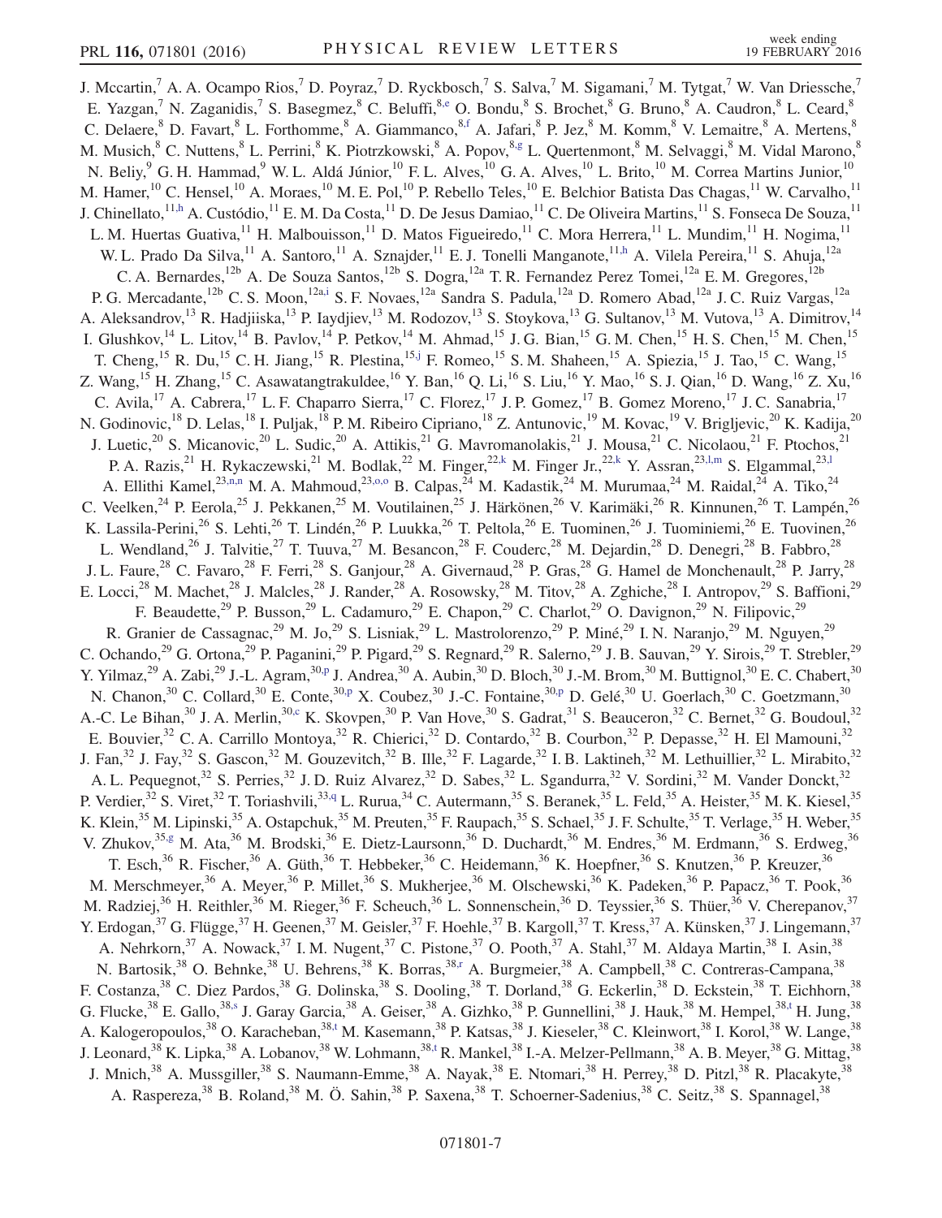J. Mccartin,[7] A. A. Ocampo Rios,[7] D. Poyraz,[7] D. Ryckbosch,[7] S. Salva,[7] M. Sigamani,[7] M. Tytgat,[7] W. Van Driessche,[7] E. Yazgan,[7] N. Zaganidis,[7] S. Basegmez,[8] C. Beluffi,[8,e] O. Bondu,[8] S. Brochet,[8] G. Bruno,[8] A. Caudron,[8] L. Ceard,[8] C. Delaere,[8] D. Favart,[8] L. Forthomme,[8] A. Giammanco,[8,f] A. Jafari,[8] P. Jez,[8] M. Komm,[8] V. Lemaitre,[8] A. Mertens,[8] M. Musich,[8] C. Nuttens,[8] L. Perrini,[8] K. Piotrzkowski,[8] A. Popov,[8,g] L. Quertenmont,[8] M. Selvaggi,[8] M. Vidal Marono,[8] N. Beliy,[9] G. H. Hammad,[9] W. L. Aldá Júnior,[10] F. L. Alves,[10] G. A. Alves,[10] L. Brito,[10] M. Correa Martins Junior,[10] M. Hamer,[10] C. Hensel,[10] A. Moraes,[10] M. E. Pol,[10] P. Rebello Teles,[10] E. Belchior Batista Das Chagas,[11] W. Carvalho,[11] J. Chinellato,[11,h] A. Custódio,[11] E. M. Da Costa,[11] D. De Jesus Damiao,[11] C. De Oliveira Martins,[11] S. Fonseca De Souza,[11] L. M. Huertas Guativa,[11] H. Malbouisson,[11] D. Matos Figueiredo,[11] C. Mora Herrera,[11] L. Mundim,[11] H. Nogima,[11] W. L. Prado Da Silva,[11] A. Santoro,[11] A. Sznajder,[11] E. J. Tonelli Manganote,[11,h] A. Vilela Pereira,[11] S. Ahuja,[12a] C. A. Bernardes,[12b] A. De Souza Santos,[12b] S. Dogra,[12a] T. R. Fernandez Perez Tomei,[12a] E. M. Gregores,[12b] P. G. Mercadante,[12b] C. S. Moon,[12a,i] S. F. Novaes,[12a] Sandra S. Padula,[12a] D. Romero Abad,[12a] J. C. Ruiz Vargas,[12a] A. Aleksandrov,[13] R. Hadjiiska,[13] P. Iaydjiev,[13] M. Rodozov,[13] S. Stoykova,[13] G. Sultanov,[13] M. Vutova,[13] A. Dimitrov,[14] I. Glushkov,[14] L. Litov,[14] B. Pavlov,[14] P. Petkov,[14] M. Ahmad,[15] J. G. Bian,[15] G. M. Chen,[15] H. S. Chen,[15] M. Chen,[15] T. Cheng,[15] R. Du,[15] C. H. Jiang,[15] R. Plestina,[15,j] F. Romeo,[15] S. M. Shaheen,[15] A. Spiezia,[15] J. Tao,[15] C. Wang,[15] Z. Wang,[15] H. Zhang,[15] C. Asawatangtrakuldee,[16] Y. Ban,[16] Q. Li,[16] S. Liu,[16] Y. Mao,[16] S. J. Qian,[16] D. Wang,[16] Z. Xu,[16] C. Avila,[17] A. Cabrera,[17] L. F. Chaparro Sierra,[17] C. Florez,[17] J. P. Gomez,[17] B. Gomez Moreno,[17] J. C. Sanabria,[17] N. Godinovic,[18] D. Lelas,[18] I. Puljak,[18] P. M. Ribeiro Cipriano,[18] Z. Antunovic,[19] M. Kovac,[19] V. Brigljevic,[20] K. Kadija,[20] J. Luetic,[20] S. Micanovic,[20] L. Sudic,[20] A. Attikis,[21] G. Mavromanolakis,[21] J. Mousa,[21] C. Nicolaou,[21] F. Ptochos,[21] P. A. Razis,[21] H. Rykaczewski,[21] M. Bodlak,[22] M. Finger,[22,k] M. Finger Jr.,[22,k] Y. Assran,[23,l,m] S. Elgammal,[23,l] A. Ellithi Kamel,[23,n,n] M. A. Mahmoud,[23,o,o] B. Calpas,[24] M. Kadastik,[24] M. Murumaa,[24] M. Raidal,[24] A. Tiko,[24] C. Veelken,[24] P. Eerola,[25] J. Pekkanen,[25] M. Voutilainen,[25] J. Härkönen,[26] V. Karimäki,[26] R. Kinnunen,[26] T. Lampén,[26] K. Lassila-Perini,[26] S. Lehti,[26] T. Lindén,[26] P. Luukka,[26] T. Peltola,[26] E. Tuominen,[26] J. Tuominiemi,[26] E. Tuovinen,[26] L. Wendland,[26] J. Talvitie,[27] T. Tuuva,[27] M. Besancon,[28] F. Couderc,[28] M. Dejardin,[28] D. Denegri,[28] B. Fabbro,[28] J. L. Faure,[28] C. Favaro,[28] F. Ferri,[28] S. Ganjour,[28] A. Givernaud,[28] P. Gras,[28] G. Hamel de Monchenault,[28] P. Jarry,[28] E. Locci,[28] M. Machet,[28] J. Malcles,[28] J. Rander,[28] A. Rosowsky,[28] M. Titov,[28] A. Zghiche,[28] I. Antropov,[29] S. Baffioni,[29] F. Beaudette,[29] P. Busson,[29] L. Cadamuro,[29] E. Chapon,[29] C. Charlot,[29] O. Davignon,[29] N. Filipovic,[29] R. Granier de Cassagnac,[29] M. Jo,[29] S. Lisniak,[29] L. Mastrolorenzo,[29] P. Miné,[29] I. N. Naranjo,[29] M. Nguyen,[29] C. Ochando,[29] G. Ortona,[29] P. Paganini,[29] P. Pigard,[29] S. Regnard,[29] R. Salerno,[29] J. B. Sauvan,[29] Y. Sirois,[29] T. Strebler,[29] Y. Yilmaz,[29] A. Zabi,[29] J.-L. Agram,[30,p] J. Andrea,[30] A. Aubin,[30] D. Bloch,[30] J.-M. Brom,[30] M. Buttignol,[30] E. C. Chabert,[30] N. Chanon,[30] C. Collard,[30] E. Conte,[30,p] X. Coubez,[30] J.-C. Fontaine,[30,p] D. Gelé,[30] U. Goerlach,[30] C. Goetzmann,[30] A.-C. Le Bihan,[30] J. A. Merlin,[30,c] K. Skovpen,[30] P. Van Hove,[30] S. Gadrat,[31] S. Beauceron,[32] C. Bernet,[32] G. Boudoul,[32] E. Bouvier,[32] C. A. Carrillo Montoya,[32] R. Chierici,[32] D. Contardo,[32] B. Courbon,[32] P. Depasse,[32] H. El Mamouni,[32] J. Fan,[32] J. Fay,[32] S. Gascon,[32] M. Gouzevitch,[32] B. Ille,[32] F. Lagarde,[32] I. B. Laktineh,[32] M. Lethuillier,[32] L. Mirabito,[32] A. L. Pequegnot,[32] S. Perries,[32] J. D. Ruiz Alvarez,[32] D. Sabes,[32] L. Sgandurra,[32] V. Sordini,[32] M. Vander Donckt,[32] P. Verdier,[32] S. Viret,[32] T. Toriashvili,[33,q] L. Rurua,[34] C. Autermann,[35] S. Beranek,[35] L. Feld,[35] A. Heister,[35] M. K. Kiesel,[35] K. Klein,[35] M. Lipinski,[35] A. Ostapchuk,[35] M. Preuten,[35] F. Raupach,[35] S. Schael,[35] J. F. Schulte,[35] T. Verlage,[35] H. Weber,[35] V. Zhukov,[35,g] M. Ata,[36] M. Brodski,[36] E. Dietz-Laursonn,[36] D. Duchardt,[36] M. Endres,[36] M. Erdmann,[36] S. Erdweg,[36] T. Esch,[36] R. Fischer,[36] A. Güth,[36] T. Hebbeker,[36] C. Heidemann,[36] K. Hoepfner,[36] S. Knutzen,[36] P. Kreuzer,[36] M. Merschmeyer,[36] A. Meyer,[36] P. Millet,[36] S. Mukherjee,[36] M. Olschewski,[36] K. Padeken,[36] P. Papacz,[36] T. Pook,[36] M. Radziej,[36] H. Reithler,[36] M. Rieger,[36] F. Scheuch,[36] L. Sonnenschein,[36] D. Teyssier,[36] S. Thüer,[36] V. Cherepanov,[37] Y. Erdogan,[37] G. Flügge,[37] H. Geenen,[37] M. Geisler,[37] F. Hoehle,[37] B. Kargoll,[37] T. Kress,[37] A. Künsken,[37] J. Lingemann,[37] A. Nehrkorn,[37] A. Nowack,[37] I. M. Nugent,[37] C. Pistone,[37] O. Pooth,[37] A. Stahl,[37] M. Aldaya Martin,[38] I. Asin,[38] N. Bartosik,[38] O. Behnke,[38] U. Behrens,[38] K. Borras,[38,r] A. Burgmeier,[38] A. Campbell,[38] C. Contreras-Campana,[38] F. Costanza,[38] C. Diez Pardos,[38] G. Dolinska,[38] S. Dooling,[38] T. Dorland,[38] G. Eckerlin,[38] D. Eckstein,[38] T. Eichhorn,[38] G. Flucke,[38] E. Gallo,[38,s] J. Garay Garcia,[38] A. Geiser,[38] A. Gizhko,[38] P. Gunnellini,[38] J. Hauk,[38] M. Hempel,[38,t] H. Jung,[38] A. Kalogeropoulos,[38] O. Karacheban,[38,t] M. Kasemann,[38] P. Katsas,[38] J. Kieseler,[38] C. Kleinwort,[38] I. Korol,[38] W. Lange,[38] J. Leonard,[38] K. Lipka,[38] A. Lobanov,[38] W. Lohmann,[38,t] R. Mankel,[38] I.-A. Melzer-Pellmann,[38] A. B. Meyer,[38] G. Mittag,[38] J. Mnich,[38] A. Mussgiller,[38] S. Naumann-Emme,[38] A. Nayak,[38] E. Ntomari,[38] H. Perrey,[38] D. Pitzl,[38] R. Placakyte,[38] A. Raspereza,[38] B. Roland,[38] M. Ö. Sahin,[38] P. Saxena,[38] T. Schoerner-Sadenius,[38] C. Seitz,[38] S. Spannagel,[38]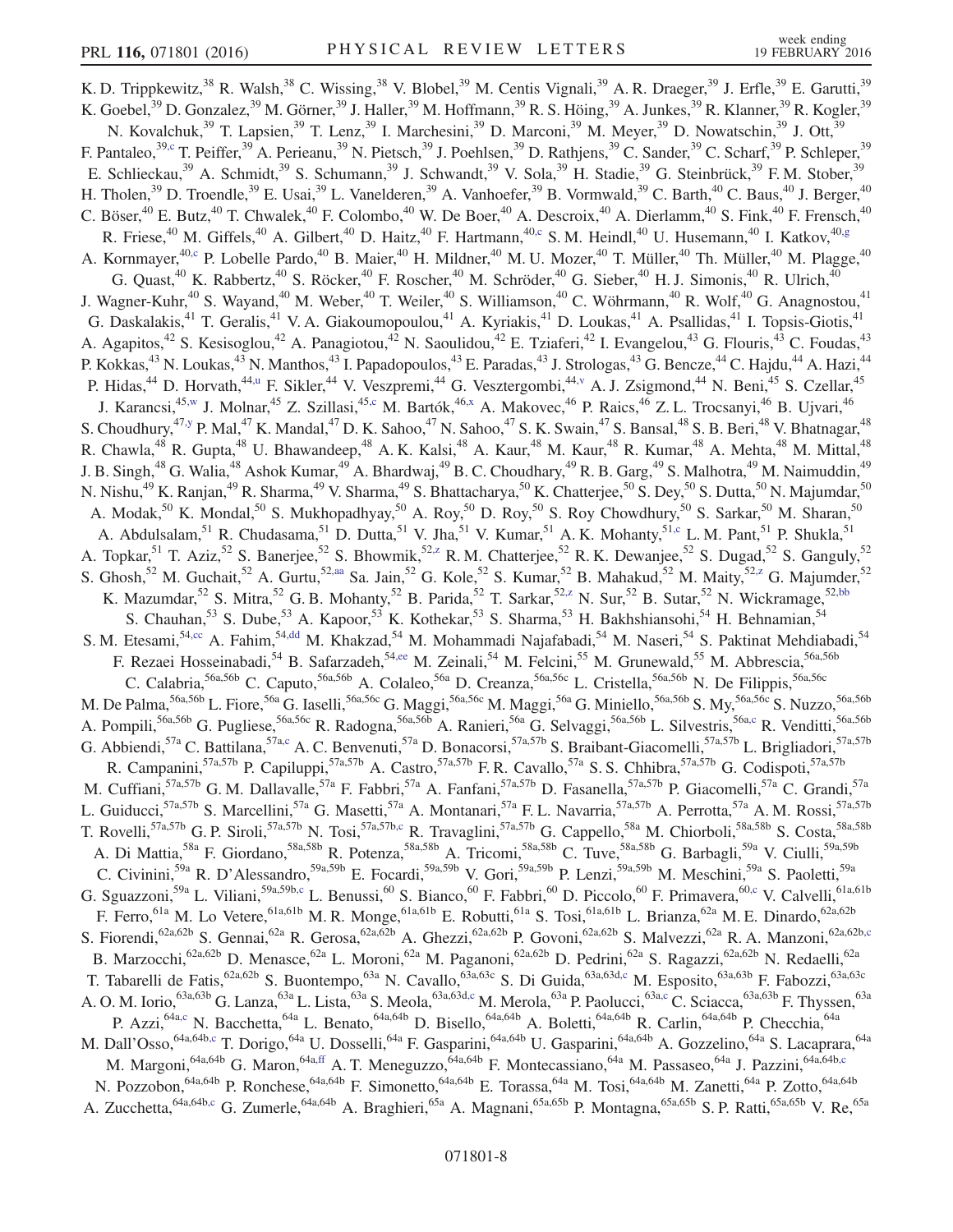K. D. Trippkewitz,[38] R. Walsh,[38] C. Wissing,[38] V. Blobel,[39] M. Centis Vignali,[39] A. R. Draeger,[39] J. Erfle,[39] E. Garutti,[39] K. Goebel,[39] D. Gonzalez,[39] M. Görner,[39] J. Haller,[39] M. Hoffmann,[39] R. S. Höing,[39] A. Junkes,[39] R. Klanner,[39] R. Kogler,[39] N. Kovalchuk,[39] T. Lapsien,[39] T. Lenz,[39] I. Marchesini,[39] D. Marconi,[39] M. Meyer,[39] D. Nowatschin,[39] J. Ott,[39] F. Pantaleo,[39,c] T. Peiffer,[39] A. Perieanu,[39] N. Pietsch,[39] J. Poehlsen,[39] D. Rathjens,[39] C. Sander,[39] C. Scharf,[39] P. Schleper,[39] E. Schlieckau,[39] A. Schmidt,[39] S. Schumann,[39] J. Schwandt,[39] V. Sola,[39] H. Stadie,[39] G. Steinbrück,[39] F. M. Stober,[39] H. Tholen,[39] D. Troendle,[39] E. Usai,[39] L. Vanelderen,[39] A. Vanhoefer,[39] B. Vormwald,[39] C. Barth,[40] C. Baus,[40] J. Berger,[40] C. Böser,[40] E. Butz,[40] T. Chwalek,[40] F. Colombo,[40] W. De Boer,[40] A. Descroix,[40] A. Dierlamm,[40] S. Fink,[40] F. Frensch,[40] R. Friese,[40] M. Giffels,[40] A. Gilbert,[40] D. Haitz,[40] F. Hartmann,[40,c] S. M. Heindl,[40] U. Husemann,[40] I. Katkov,[40,g] A. Kornmayer,[40,c] P. Lobelle Pardo,[40] B. Maier,[40] H. Mildner,[40] M. U. Mozer,[40] T. Müller,[40] Th. Müller,[40] M. Plagge,[40] G. Quast,[40] K. Rabbertz,[40] S. Röcker,[40] F. Roscher,[40] M. Schröder,[40] G. Sieber,[40] H. J. Simonis,[40] R. Ulrich,[40] J. Wagner-Kuhr,[40] S. Wayand,[40] M. Weber,[40] T. Weiler,[40] S. Williamson,[40] C. Wöhrmann,[40] R. Wolf,[40] G. Anagnostou,[41] G. Daskalakis,[41] T. Geralis,[41] V. A. Giakoumopoulou,[41] A. Kyriakis,[41] D. Loukas,[41] A. Psallidas,[41] I. Topsis-Giotis,[41] A. Agapitos,[42] S. Kesisoglou,[42] A. Panagiotou,[42] N. Saoulidou,[42] E. Tziaferi,[42] I. Evangelou,[43] G. Flouris,[43] C. Foudas,[43] P. Kokkas,[43] N. Loukas,[43] N. Manthos,[43] I. Papadopoulos,[43] E. Paradas,[43] J. Strologas,[43] G. Bencze,[44] C. Hajdu,[44] A. Hazi,[44] P. Hidas,[44] D. Horvath,[44,u] F. Sikler,[44] V. Veszpremi,[44] G. Vesztergombi,[44,v] A. J. Zsigmond,[44] N. Beni,[45] S. Czellar,[45] J. Karancsi,[45,w] J. Molnar,[45] Z. Szillasi,[45,c] M. Bartók,[46,x] A. Makovec,[46] P. Raics,[46] Z. L. Trocsanyi,[46] B. Ujvari,[46] S. Choudhury,[47,y] P. Mal,[47] K. Mandal,[47] D. K. Sahoo,[47] N. Sahoo,[47] S. K. Swain,[47] S. Bansal,[48] S. B. Beri,[48] V. Bhatnagar,[48] R. Chawla,[48] R. Gupta,[48] U. Bhawandeep,[48] A. K. Kalsi,[48] A. Kaur,[48] M. Kaur,[48] R. Kumar,[48] A. Mehta,[48] M. Mittal,[48] J. B. Singh,[48] G. Walia,[48] Ashok Kumar,[49] A. Bhardwaj,[49] B. C. Choudhary,[49] R. B. Garg,[49] S. Malhotra,[49] M. Naimuddin,[49] N. Nishu,[49] K. Ranjan,[49] R. Sharma,[49] V. Sharma,[49] S. Bhattacharya,[50] K. Chatterjee,[50] S. Dey,[50] S. Dutta,[50] N. Majumdar,[50] A. Modak,[50] K. Mondal,[50] S. Mukhopadhyay,[50] A. Roy,[50] D. Roy,[50] S. Roy Chowdhury,[50] S. Sarkar,[50] M. Sharan,[50] A. Abdulsalam,[51] R. Chudasama,[51] D. Dutta,[51] V. Jha,[51] V. Kumar,[51] A. K. Mohanty,[51,c] L. M. Pant,[51] P. Shukla,[51] A. Topkar,[51] T. Aziz,[52] S. Banerjee,[52] S. Bhowmik,[52,z] R. M. Chatterjee,[52] R. K. Dewanjee,[52] S. Dugad,[52] S. Ganguly,[52] S. Ghosh,[52] M. Guchait,[52] A. Gurtu,[52,aa] Sa. Jain,[52] G. Kole,[52] S. Kumar,[52] B. Mahakud,[52] M. Maity,[52,z] G. Majumder,[52] K. Mazumdar,[52] S. Mitra,[52] G. B. Mohanty,[52] B. Parida,[52] T. Sarkar,[52,z] N. Sur,[52] B. Sutar,[52] N. Wickramage,[52,bb] S. Chauhan,[53] S. Dube,[53] A. Kapoor,[53] K. Kothekar,[53] S. Sharma,[53] H. Bakhshiansohi,[54] H. Behnamian,[54] S. M. Etesami,[54,cc] A. Fahim,[54,dd] M. Khakzad,[54] M. Mohammadi Najafabadi,[54] M. Naseri,[54] S. Paktinat Mehdiabadi,[54] F. Rezaei Hosseinabadi,[54] B. Safarzadeh,[54,ee] M. Zeinali,[54] M. Felcini,[55] M. Grunewald,[55] M. Abbrescia,[56a,56b] C. Calabria,[56a,56b] C. Caputo,[56a,56b] A. Colaleo,[56a] D. Creanza,[56a,56c] L. Cristella,[56a,56b] N. De Filippis,[56a,56c] M. De Palma,[56a,56b] L. Fiore,[56a] G. Iaselli,[56a,56c] G. Maggi,[56a,56c] M. Maggi,[56a] G. Miniello,[56a,56b] S. My,[56a,56c] S. Nuzzo,[56a,56b] A. Pompili,[56a,56b] G. Pugliese,[56a,56c] R. Radogna,[56a,56b] A. Ranieri,[56a] G. Selvaggi,[56a,56b] L. Silvestris,[56a,c] R. Venditti,[56a,56b] G. Abbiendi,[57a] C. Battilana,[57a,c] A. C. Benvenuti,[57a] D. Bonacorsi,[57a,57b] S. Braibant-Giacomelli,[57a,57b] L. Brigliadori,[57a,57b] R. Campanini,[57a,57b] P. Capiluppi,[57a,57b] A. Castro,[57a,57b] F. R. Cavallo,[57a] S. S. Chhibra,[57a,57b] G. Codispoti,[57a,57b] M. Cuffiani,[57a,57b] G. M. Dallavalle,[57a] F. Fabbri,[57a] A. Fanfani,[57a,57b] D. Fasanella,[57a,57b] P. Giacomelli,[57a] C. Grandi,[57a] L. Guiducci,[57a,57b] S. Marcellini,[57a] G. Masetti,[57a] A. Montanari,[57a] F. L. Navarria,[57a,57b] A. Perrotta,[57a] A. M. Rossi,[57a,57b] T. Rovelli,[57a,57b] G. P. Siroli,[57a,57b] N. Tosi,[57a,57b,c] R. Travaglini,[57a,57b] G. Cappello,[58a] M. Chiorboli,[58a,58b] S. Costa,[58a,58b] A. Di Mattia,[58a] F. Giordano,[58a,58b] R. Potenza,[58a,58b] A. Tricomi,[58a,58b] C. Tuve,[58a,58b] G. Barbagli,[59a] V. Ciulli,[59a,59b] C. Civinini,[59a] R. D'Alessandro,[59a,59b] E. Focardi,[59a,59b] V. Gori,[59a,59b] P. Lenzi,[59a,59b] M. Meschini,[59a] S. Paoletti,[59a] G. Sguazzoni,[59a] L. Viliani,[59a,59b,c] L. Benussi,[60] S. Bianco,[60] F. Fabbri,[60] D. Piccolo,[60] F. Primavera,[60,c] V. Calvelli,[61a,61b] F. Ferro,[61a] M. Lo Vetere,[61a,61b] M. R. Monge,[61a,61b] E. Robutti,[61a] S. Tosi,[61a,61b] L. Brianza,[62a] M. E. Dinardo,[62a,62b] S. Fiorendi,[62a,62b] S. Gennai,[62a] R. Gerosa,[62a,62b] A. Ghezzi,[62a,62b] P. Govoni,[62a,62b] S. Malvezzi,[62a] R. A. Manzoni,[62a,62b,c] B. Marzocchi,[62a,62b] D. Menasce,[62a] L. Moroni,[62a] M. Paganoni,[62a,62b] D. Pedrini,[62a] S. Ragazzi,[62a,62b] N. Redaelli,[62a] T. Tabarelli de Fatis,[62a,62b] S. Buontempo,[63a] N. Cavallo,[63a,63c] S. Di Guida,[63a,63d,c] M. Esposito,[63a,63b] F. Fabozzi,[63a,63c] A. O. M. Iorio,[63a,63b] G. Lanza,[63a] L. Lista,[63a] S. Meola,[63a,63d,c] M. Merola,[63a] P. Paolucci,[63a,c] C. Sciacca,[63a,63b] F. Thyssen,[63a] P. Azzi,[64a,c] N. Bacchetta,[64a] L. Benato,[64a,64b] D. Bisello,[64a,64b] A. Boletti,[64a,64b] R. Carlin,[64a,64b] P. Checchia,[64a] M. Dall'Osso,[64a,64b,c] T. Dorigo,[64a] U. Dosselli,[64a] F. Gasparini,[64a,64b] U. Gasparini,[64a,64b] A. Gozzelino,[64a] S. Lacaprara,[64a] M. Margoni,[64a,64b] G. Maron,[64a,ff] A. T. Meneguzzo,[64a,64b] F. Montecassiano,[64a] M. Passaseo,[64a] J. Pazzini,[64a,64b,c] N. Pozzobon,[64a,64b] P. Ronchese,[64a,64b] F. Simonetto,[64a,64b] E. Torassa,[64a] M. Tosi,[64a,64b] M. Zanetti,[64a] P. Zotto,[64a,64b] A. Zucchetta,[64a,64b,c] G. Zumerle,[64a,64b] A. Braghieri,[65a] A. Magnani,[65a,65b] P. Montagna,[65a,65b] S. P. Ratti,[65a,65b] V. Re,[65a]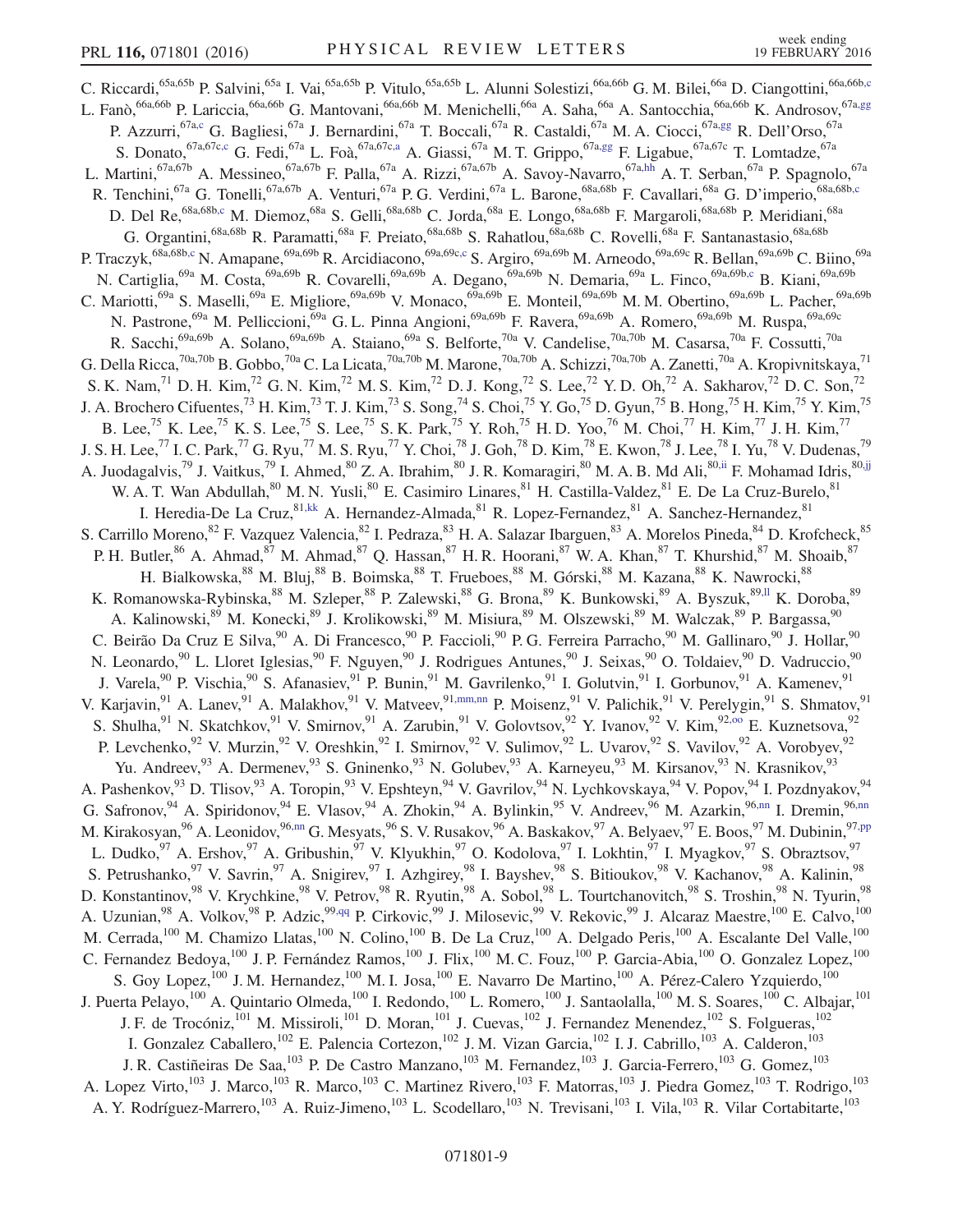C. Riccardi,[65a,65b] P. Salvini,[65a] I. Vai,[65a,65b] P. Vitulo,[65a,65b] L. Alunni Solestizi,[66a,66b] G. M. Bilei,[66a] D. Ciangottini,[66a,66b,c] L. Fanò,[66a,66b] P. Lariccia,[66a,66b] G. Mantovani,[66a,66b] M. Menichelli,[66a] A. Saha,[66a] A. Santocchia,[66a,66b] K. Androsov,[67a,gg] P. Azzurri,[67a,c] G. Bagliesi,[67a] J. Bernardini,[67a] T. Boccali,[67a] R. Castaldi,[67a] M. A. Ciocci,[67a,gg] R. Dell'Orso,[67a] S. Donato,[67a,67c,c] G. Fedi,[67a] L. Foà,[67a,67c,a] A. Giassi,[67a] M. T. Grippo,[67a,gg] F. Ligabue,[67a,67c] T. Lomtadze,[67a] L. Martini,[67a,67b] A. Messineo,[67a,67b] F. Palla,[67a] A. Rizzi,[67a,67b] A. Savoy-Navarro,[67a,hh] A. T. Serban,[67a] P. Spagnolo,[67a] R. Tenchini,[67a] G. Tonelli,[67a,67b] A. Venturi,[67a] P. G. Verdini,[67a] L. Barone,[68a,68b] F. Cavallari,[68a] G. D'imperio,[68a,68b,c] D. Del Re,[68a,68b,c] M. Diemoz,[68a] S. Gelli,[68a,68b] C. Jorda,[68a] E. Longo,[68a,68b] F. Margaroli,[68a,68b] P. Meridiani,[68a] G. Organtini,[68a,68b] R. Paramatti,[68a] F. Preiato,[68a,68b] S. Rahatlou,[68a,68b] C. Rovelli,[68a] F. Santanastasio,[68a,68b] P. Traczyk,[68a,68b,c] N. Amapane,[69a,69b] R. Arcidiacono,[69a,69c,c] S. Argiro,[69a,69b] M. Arneodo,[69a,69c] R. Bellan,[69a,69b] C. Biino,[69a] N. Cartiglia,[69a] M. Costa,[69a,69b] R. Covarelli,[69a,69b] A. Degano,[69a,69b] N. Demaria,[69a] L. Finco,[69a,69b,c] B. Kiani,[69a,69b] C. Mariotti,[69a] S. Maselli,[69a] E. Migliore,[69a,69b] V. Monaco,[69a,69b] E. Monteil,[69a,69b] M. M. Obertino,[69a,69b] L. Pacher,[69a,69b] N. Pastrone,[69a] M. Pelliccioni,[69a] G. L. Pinna Angioni,[69a,69b] F. Ravera,[69a,69b] A. Romero,[69a,69b] M. Ruspa,[69a,69c] R. Sacchi,[69a,69b] A. Solano,[69a,69b] A. Staiano,[69a] S. Belforte,[70a] V. Candelise,[70a,70b] M. Casarsa,[70a] F. Cossutti,[70a] G. Della Ricca,[70a,70b] B. Gobbo,[70a] C. La Licata,[70a,70b] M. Marone,[70a,70b] A. Schizzi,[70a,70b] A. Zanetti,[70a] A. Kropivnitskaya,[71] S. K. Nam,[71] D. H. Kim,[72] G. N. Kim,[72] M. S. Kim,[72] D. J. Kong,[72] S. Lee,[72] Y. D. Oh,[72] A. Sakharov,[72] D. C. Son,[72] J. A. Brochero Cifuentes,[73] H. Kim,[73] T. J. Kim,[73] S. Song,[74] S. Choi,[75] Y. Go,[75] D. Gyun,[75] B. Hong,[75] H. Kim,[75] Y. Kim,[75] B. Lee,[75] K. Lee,[75] K. S. Lee,[75] S. Lee,[75] S. K. Park,[75] Y. Roh,[75] H. D. Yoo,[76] M. Choi,[77] H. Kim,[77] J. H. Kim,[77] J. S. H. Lee,[77] I. C. Park,[77] G. Ryu,[77] M. S. Ryu,[77] Y. Choi,[78] J. Goh,[78] D. Kim,[78] E. Kwon,[78] J. Lee,[78] I. Yu,[78] V. Dudenas,[79] A. Juodagalvis,[79] J. Vaitkus,[79] I. Ahmed,[80] Z. A. Ibrahim,[80] J. R. Komaragiri,[80] M. A. B. Md Ali,[80,ii] F. Mohamad Idris,[80,jj] W. A. T. Wan Abdullah,[80] M. N. Yusli,[80] E. Casimiro Linares,[81] H. Castilla-Valdez,[81] E. De La Cruz-Burelo,[81] I. Heredia-De La Cruz,[81,kk] A. Hernandez-Almada,[81] R. Lopez-Fernandez,[81] A. Sanchez-Hernandez,[81] S. Carrillo Moreno,[82] F. Vazquez Valencia,[82] I. Pedraza,[83] H. A. Salazar Ibarguen,[83] A. Morelos Pineda,[84] D. Krofcheck,[85] P. H. Butler,[86] A. Ahmad,[87] M. Ahmad,[87] Q. Hassan,[87] H. R. Hoorani,[87] W. A. Khan,[87] T. Khurshid,[87] M. Shoaib,[87] H. Bialkowska,[88] M. Bluj,[88] B. Boimska,[88] T. Frueboes,[88] M. Górski,[88] M. Kazana,[88] K. Nawrocki,[88] K. Romanowska-Rybinska,[88] M. Szleper,[88] P. Zalewski,[88] G. Brona,[89] K. Bunkowski,[89] A. Byszuk,[89,ll] K. Doroba,[89] A. Kalinowski,[89] M. Konecki,[89] J. Krolikowski,[89] M. Misiura,[89] M. Olszewski,[89] M. Walczak,[89] P. Bargassa,[90] C. Beirão Da Cruz E Silva,[90] A. Di Francesco,[90] P. Faccioli,[90] P. G. Ferreira Parracho,[90] M. Gallinaro,[90] J. Hollar,[90] N. Leonardo,[90] L. Lloret Iglesias,[90] F. Nguyen,[90] J. Rodrigues Antunes,[90] J. Seixas,[90] O. Toldaiev,[90] D. Vadruccio,[90] J. Varela,[90] P. Vischia,[90] S. Afanasiev,[91] P. Bunin,[91] M. Gavrilenko,[91] I. Golutvin,[91] I. Gorbunov,[91] A. Kamenev,[91] V. Karjavin,[91] A. Lanev,[91] A. Malakhov,[91] V. Matveev,[91,mm,nn] P. Moisenz,[91] V. Palichik,[91] V. Perelygin,[91] S. Shmatov,[91] S. Shulha,[91] N. Skatchkov,[91] V. Smirnov,[91] A. Zarubin,[91] V. Golovtsov,[92] Y. Ivanov,[92] V. Kim,[92,oo] E. Kuznetsova,[92] P. Levchenko,[92] V. Murzin,[92] V. Oreshkin,[92] I. Smirnov,[92] V. Sulimov,[92] L. Uvarov,[92] S. Vavilov,[92] A. Vorobyev,[92] Yu. Andreev,[93] A. Dermenev,[93] S. Gninenko,[93] N. Golubev,[93] A. Karneyeu,[93] M. Kirsanov,[93] N. Krasnikov,[93] A. Pashenkov,[93] D. Tlisov,[93] A. Toropin,[93] V. Epshteyn,[94] V. Gavrilov,[94] N. Lychkovskaya,[94] V. Popov,[94] I. Pozdnyakov,[94] G. Safronov,[94] A. Spiridonov,[94] E. Vlasov,[94] A. Zhokin,[94] A. Bylinkin,[95] V. Andreev,[96] M. Azarkin,[96,nn] I. Dremin,[96,nn] M. Kirakosyan,[96] A. Leonidov,[96,nn] G. Mesyats,[96] S. V. Rusakov,[96] A. Baskakov,[97] A. Belyaev,[97] E. Boos,[97] M. Dubinin,[97,pp] L. Dudko,[97] A. Ershov,[97] A. Gribushin,[97] V. Klyukhin,[97] O. Kodolova,[97] I. Lokhtin,[97] I. Myagkov,[97] S. Obraztsov,[97] S. Petrushanko,[97] V. Savrin,[97] A. Snigirev,[97] I. Azhgirey,[98] I. Bayshev,[98] S. Bitioukov,[98] V. Kachanov,[98] A. Kalinin,[98] D. Konstantinov,[98] V. Krychkine,[98] V. Petrov,[98] R. Ryutin,[98] A. Sobol,[98] L. Tourtchanovitch,[98] S. Troshin,[98] N. Tyurin,[98] A. Uzunian,[98] A. Volkov,[98] P. Adzic,[99,qq] P. Cirkovic,[99] J. Milosevic,[99] V. Rekovic,[99] J. Alcaraz Maestre,[100] E. Calvo,[100] M. Cerrada,[100] M. Chamizo Llatas,[100] N. Colino,[100] B. De La Cruz,[100] A. Delgado Peris,[100] A. Escalante Del Valle,[100] C. Fernandez Bedoya,[100] J. P. Fernández Ramos,[100] J. Flix,[100] M. C. Fouz,[100] P. Garcia-Abia,[100] O. Gonzalez Lopez,[100] S. Goy Lopez,[100] J. M. Hernandez,[100] M. I. Josa,[100] E. Navarro De Martino,[100] A. Pérez-Calero Yzquierdo,[100] J. Puerta Pelayo,[100] A. Quintario Olmeda,[100] I. Redondo,[100] L. Romero,[100] J. Santaolalla,[100] M. S. Soares,[100] C. Albajar,[101] J. F. de Trocóniz,[101] M. Missiroli,[101] D. Moran,[101] J. Cuevas,[102] J. Fernandez Menendez,[102] S. Folgueras,[102] I. Gonzalez Caballero,[102] E. Palencia Cortezon,[102] J. M. Vizan Garcia,[102] I. J. Cabrillo,[103] A. Calderon,[103] J. R. Castiñeiras De Saa,[103] P. De Castro Manzano,[103] M. Fernandez,[103] J. Garcia-Ferrero,[103] G. Gomez,[103] A. Lopez Virto,[103] J. Marco,[103] R. Marco,[103] C. Martinez Rivero,[103] F. Matorras,[103] J. Piedra Gomez,[103] T. Rodrigo,[103] A. Y. Rodríguez-Marrero,[103] A. Ruiz-Jimeno,[103] L. Scodellaro,[103] N. Trevisani,[103] I. Vila,[103] R. Vilar Cortabitarte,[103]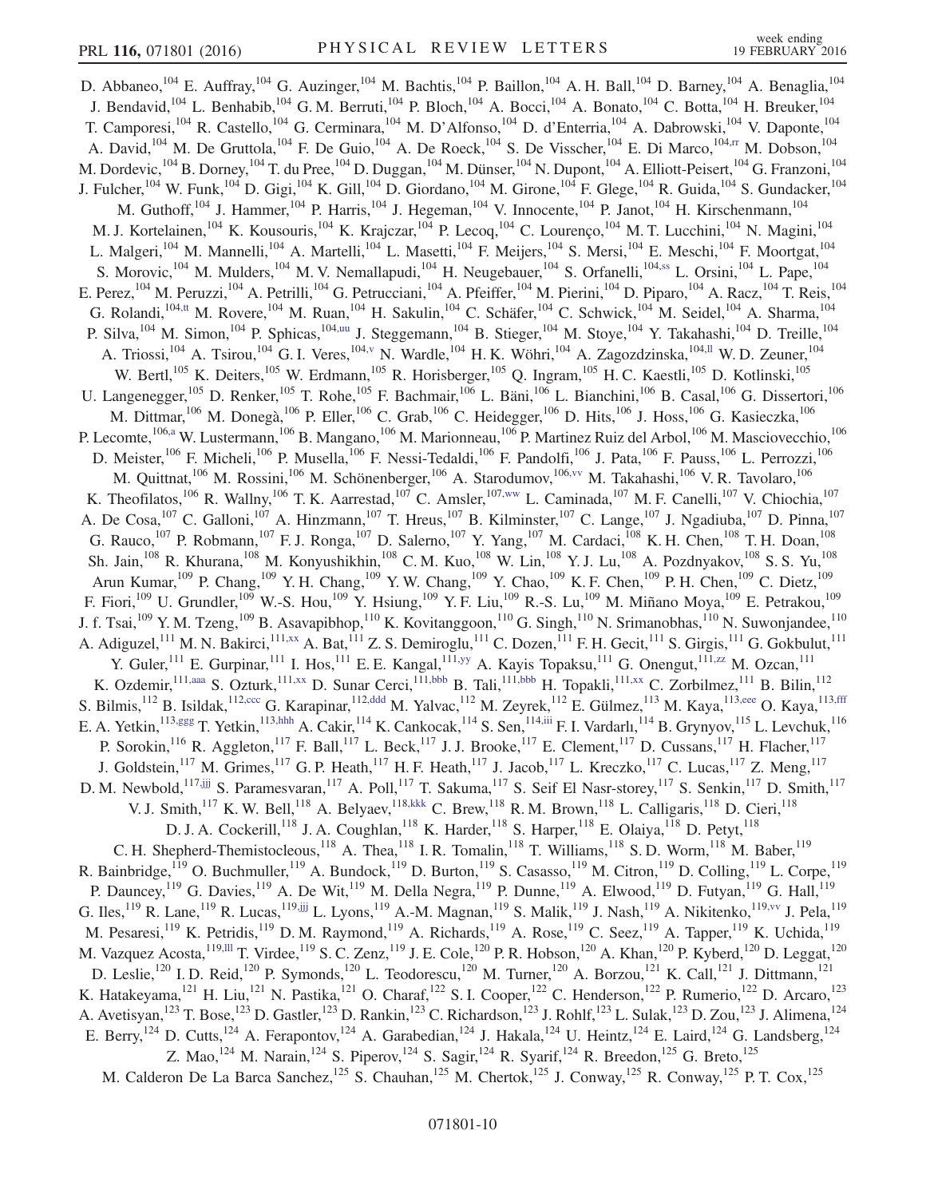D. Abbaneo,[104] E. Auffray,[104] G. Auzinger,[104] M. Bachtis,[104] P. Baillon,[104] A. H. Ball,[104] D. Barney,[104] A. Benaglia,[104] J. Bendavid,[104] L. Benhabib,[104] G. M. Berruti,[104] P. Bloch,[104] A. Bocci,[104] A. Bonato,[104] C. Botta,[104] H. Breuker,[104] T. Camporesi,[104] R. Castello,[104] G. Cerminara,[104] M. D'Alfonso,[104] D. d'Enterria,[104] A. Dabrowski,[104] V. Daponte,[104] A. David,[104] M. De Gruttola,[104] F. De Guio,[104] A. De Roeck,[104] S. De Visscher,[104] E. Di Marco,[104,rr] M. Dobson,[104] M. Dordevic,[104] B. Dorney,[104] T. du Pree,[104] D. Duggan,[104] M. Dünser,[104] N. Dupont,[104] A. Elliott-Peisert,[104] G. Franzoni,[104] J. Fulcher,[104] W. Funk,[104] D. Gigi,[104] K. Gill,[104] D. Giordano,[104] M. Girone,[104] F. Glege,[104] R. Guida,[104] S. Gundacker,[104] M. Guthoff,[104] J. Hammer,[104] P. Harris,[104] J. Hegeman,[104] V. Innocente,[104] P. Janot,[104] H. Kirschenmann,[104] M. J. Kortelainen,[104] K. Kousouris,[104] K. Krajczar,[104] P. Lecoq,[104] C. Lourenço,[104] M. T. Lucchini,[104] N. Magini,[104] L. Malgeri,[104] M. Mannelli,[104] A. Martelli,[104] L. Masetti,[104] F. Meijers,[104] S. Mersi,[104] E. Meschi,[104] F. Moortgat,[104] S. Morovic,[104] M. Mulders,[104] M. V. Nemallapudi,[104] H. Neugebauer,[104] S. Orfanelli,[104,ss] L. Orsini,[104] L. Pape,[104] E. Perez,[104] M. Peruzzi,[104] A. Petrilli,[104] G. Petrucciani,[104] A. Pfeiffer,[104] M. Pierini,[104] D. Piparo,[104] A. Racz,[104] T. Reis,[104] G. Rolandi,[104,tt] M. Rovere,[104] M. Ruan,[104] H. Sakulin,[104] C. Schäfer,[104] C. Schwick,[104] M. Seidel,[104] A. Sharma,[104] P. Silva,[104] M. Simon,[104] P. Sphicas,[104,uu] J. Steggemann,[104] B. Stieger,[104] M. Stoye,[104] Y. Takahashi,[104] D. Treille,[104] A. Triossi,[104] A. Tsirou,[104] G. I. Veres,[104,v] N. Wardle,[104] H. K. Wöhri,[104] A. Zagozdzinska,[104,ll] W. D. Zeuner,[104] W. Bertl,[105] K. Deiters,[105] W. Erdmann,[105] R. Horisberger,[105] Q. Ingram,[105] H. C. Kaestli,[105] D. Kotlinski,[105] U. Langenegger,[105] D. Renker,[105] T. Rohe,[105] F. Bachmair,[106] L. Bäni,[106] L. Bianchini,[106] B. Casal,[106] G. Dissertori,[106] M. Dittmar,[106] M. Donegà,[106] P. Eller,[106] C. Grab,[106] C. Heidegger,[106] D. Hits,[106] J. Hoss,[106] G. Kasieczka,[106] P. Lecomte,[106,a] W. Lustermann,[106] B. Mangano,[106] M. Marionneau,[106] P. Martinez Ruiz del Arbol,[106] M. Masciovecchio,[106] D. Meister,[106] F. Micheli,[106] P. Musella,[106] F. Nessi-Tedaldi,[106] F. Pandolfi,[106] J. Pata,[106] F. Pauss,[106] L. Perrozzi,[106] M. Quittnat,[106] M. Rossini,[106] M. Schönenberger,[106] A. Starodumov,[106,vv] M. Takahashi,[106] V. R. Tavolaro,[106] K. Theofilatos,[106] R. Wallny,[106] T. K. Aarrestad,[107] C. Amsler,[107,ww] L. Caminada,[107] M. F. Canelli,[107] V. Chiochia,[107] A. De Cosa,[107] C. Galloni,[107] A. Hinzmann,[107] T. Hreus,[107] B. Kilminster,[107] C. Lange,[107] J. Ngadiuba,[107] D. Pinna,[107] G. Rauco,[107] P. Robmann,[107] F. J. Ronga,[107] D. Salerno,[107] Y. Yang,[107] M. Cardaci,[108] K. H. Chen,[108] T. H. Doan,[108] Sh. Jain,[108] R. Khurana,[108] M. Konyushikhin,[108] C. M. Kuo,[108] W. Lin,[108] Y. J. Lu,[108] A. Pozdnyakov,[108] S. S. Yu,[108] Arun Kumar,[109] P. Chang,[109] Y. H. Chang,[109] Y. W. Chang,[109] Y. Chao,[109] K. F. Chen,[109] P. H. Chen,[109] C. Dietz,[109] F. Fiori,[109] U. Grundler,[109] W.-S. Hou,[109] Y. Hsiung,[109] Y. F. Liu,[109] R.-S. Lu,[109] M. Miñano Moya,[109] E. Petrakou,[109] J. f. Tsai,[109] Y. M. Tzeng,[109] B. Asavapibhop,[110] K. Kovitanggoon,[110] G. Singh,[110] N. Srimanobhas,[110] N. Suwonjandee,[110] A. Adiguzel,[111] M. N. Bakirci,[111,xx] A. Bat,[111] Z. S. Demiroglu,[111] C. Dozen,[111] F. H. Gecit,[111] S. Girgis,[111] G. Gokbulut,[111] Y. Guler,[111] E. Gurpinar,[111] I. Hos,[111] E. E. Kangal,[111,yy] A. Kayis Topaksu,[111] G. Onengut,[111,zz] M. Ozcan,[111] K. Ozdemir,[111,aaa] S. Ozturk,[111,xx] D. Sunar Cerci,[111,bbb] B. Tali,[111,bbb] H. Topakli,[111,xx] C. Zorbilmez,[111] B. Bilin,[112] S. Bilmis,[112] B. Isildak,[112,ccc] G. Karapinar,[112,ddd] M. Yalvac,[112] M. Zeyrek,[112] E. Gülmez,[113] M. Kaya,[113,eee] O. Kaya,[113,fff] E. A. Yetkin,[113,ggg] T. Yetkin,[113,hhh] A. Cakir,[114] K. Cankocak,[114] S. Sen,[114,iii] F. I. Vardarlı,[114] B. Grynyov,[115] L. Levchuk,[116] P. Sorokin,[116] R. Aggleton,[117] F. Ball,[117] L. Beck,[117] J. J. Brooke,[117] E. Clement,[117] D. Cussans,[117] H. Flacher,[117] J. Goldstein,[117] M. Grimes,[117] G. P. Heath,[117] H. F. Heath,[117] J. Jacob,[117] L. Kreczko,[117] C. Lucas,[117] Z. Meng,[117] D. M. Newbold,[117,jjj] S. Paramesvaran,[117] A. Poll,[117] T. Sakuma,[117] S. Seif El Nasr-storey,[117] S. Senkin,[117] D. Smith,[117] V. J. Smith,[117] K. W. Bell,[118] A. Belyaev,[118,kkk] C. Brew,[118] R. M. Brown,[118] L. Calligaris,[118] D. Cieri,[118] D. J. A. Cockerill,[118] J. A. Coughlan,[118] K. Harder,[118] S. Harper,[118] E. Olaiya,[118] D. Petyt,[118] C. H. Shepherd-Themistocleous,[118] A. Thea,[118] I. R. Tomalin,[118] T. Williams,[118] S. D. Worm,[118] M. Baber,[119] R. Bainbridge,[119] O. Buchmuller,[119] A. Bundock,[119] D. Burton,[119] S. Casasso,[119] M. Citron,[119] D. Colling,[119] L. Corpe,[119] P. Dauncey,[119] G. Davies,[119] A. De Wit,[119] M. Della Negra,[119] P. Dunne,[119] A. Elwood,[119] D. Futyan,[119] G. Hall,[119] G. Iles,[119] R. Lane,[119] R. Lucas,[119,jjj] L. Lyons,[119] A.-M. Magnan,[119] S. Malik,[119] J. Nash,[119] A. Nikitenko,[119,vv] J. Pela,[119] M. Pesaresi,[119] K. Petridis,[119] D. M. Raymond,[119] A. Richards,[119] A. Rose,[119] C. Seez,[119] A. Tapper,[119] K. Uchida,[119] M. Vazquez Acosta,[119,lll] T. Virdee,[119] S. C. Zenz,[119] J. E. Cole,[120] P. R. Hobson,[120] A. Khan,[120] P. Kyberd,[120] D. Leggat,[120] D. Leslie,[120] I. D. Reid,[120] P. Symonds,[120] L. Teodorescu,[120] M. Turner,[120] A. Borzou,[121] K. Call,[121] J. Dittmann,[121] K. Hatakeyama,[121] H. Liu,[121] N. Pastika,[121] O. Charaf,[122] S. I. Cooper,[122] C. Henderson,[122] P. Rumerio,[122] D. Arcaro,[123] A. Avetisyan,[123] T. Bose,[123] D. Gastler,[123] D. Rankin,[123] C. Richardson,[123] J. Rohlf,[123] L. Sulak,[123] D. Zou,[123] J. Alimena,[124] E. Berry,[124] D. Cutts,[124] A. Ferapontov,[124] A. Garabedian,[124] J. Hakala,[124] U. Heintz,[124] E. Laird,[124] G. Landsberg,[124] Z. Mao,[124] M. Narain,[124] S. Piperov,[124] S. Sagir,[124] R. Syarif,[124] R. Breedon,[125] G. Breto,[125] M. Calderon De La Barca Sanchez,[125] S. Chauhan,[125] M. Chertok,[125] J. Conway,[125] R. Conway,[125] P. T. Cox,[125]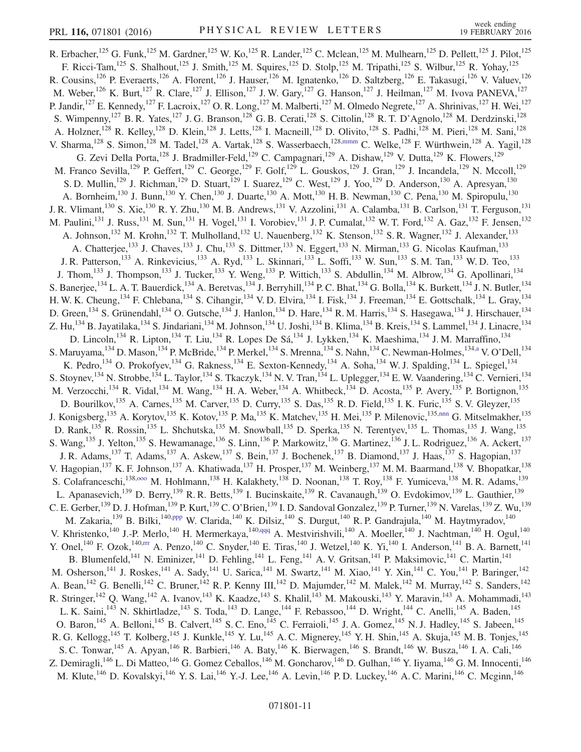R. Erbacher,[125] G. Funk,[125] M. Gardner,[125] W. Ko,[125] R. Lander,[125] C. Mclean,[125] M. Mulhearn,[125] D. Pellett,[125] J. Pilot,[125] F. Ricci-Tam,[125] S. Shalhout,[125] J. Smith,[125] M. Squires,[125] D. Stolp,[125] M. Tripathi,[125] S. Wilbur,[125] R. Yohay,[125] R. Cousins,[126] P. Everaerts,[126] A. Florent,[126] J. Hauser,[126] M. Ignatenko,[126] D. Saltzberg,[126] E. Takasugi,[126] V. Valuev,[126] M. Weber,[126] K. Burt,[127] R. Clare,[127] J. Ellison,[127] J. W. Gary,[127] G. Hanson,[127] J. Heilman,[127] M. Ivova PANEVA,[127] P. Jandir,[127] E. Kennedy,[127] F. Lacroix,[127] O. R. Long,[127] M. Malberti,[127] M. Olmedo Negrete,[127] A. Shrinivas,[127] H. Wei,[127] S. Wimpenny,[127] B. R. Yates,[127] J. G. Branson,[128] G. B. Cerati,[128] S. Cittolin,[128] R. T. D'Agnolo,[128] M. Derdzinski,[128] A. Holzner,[128] R. Kelley,[128] D. Klein,[128] J. Letts,[128] I. Macneill,[128] D. Olivito,[128] S. Padhi,[128] M. Pieri,[128] M. Sani,[128] V. Sharma,[128] S. Simon,[128] M. Tadel,[128] A. Vartak,[128] S. Wasserbaech,[128,mmm] C. Welke,[128] F. Würthwein,[128] A. Yagil,[128] G. Zevi Della Porta,[128] J. Bradmiller-Feld,[129] C. Campagnari,[129] A. Dishaw,[129] V. Dutta,[129] K. Flowers,[129] M. Franco Sevilla,[129] P. Geffert,[129] C. George,[129] F. Golf,[129] L. Gouskos,[129] J. Gran,[129] J. Incandela,[129] N. Mccoll,[129] S. D. Mullin,[129] J. Richman,[129] D. Stuart,[129] I. Suarez,[129] C. West,[129] J. Yoo,[129] D. Anderson,[130] A. Apresyan,[130] A. Bornheim,[130] J. Bunn,[130] Y. Chen,[130] J. Duarte,[130] A. Mott,[130] H. B. Newman,[130] C. Pena,[130] M. Spiropulu,[130] J. R. Vlimant,[130] S. Xie,[130] R. Y. Zhu,[130] M. B. Andrews,[131] V. Azzolini,[131] A. Calamba,[131] B. Carlson,[131] T. Ferguson,[131] M. Paulini,[131] J. Russ,[131] M. Sun,[131] H. Vogel,[131] I. Vorobiev,[131] J. P. Cumalat,[132] W. T. Ford,[132] A. Gaz,[132] F. Jensen,[132] A. Johnson,[132] M. Krohn,[132] T. Mulholland,[132] U. Nauenberg,[132] K. Stenson,[132] S. R. Wagner,[132] J. Alexander,[133] A. Chatterjee,[133] J. Chaves,[133] J. Chu,[133] S. Dittmer,[133] N. Eggert,[133] N. Mirman,[133] G. Nicolas Kaufman,[133] J. R. Patterson,[133] A. Rinkevicius,[133] A. Ryd,[133] L. Skinnari,[133] L. Soffi,[133] W. Sun,[133] S. M. Tan,[133] W. D. Teo,[133] J. Thom,[133] J. Thompson,[133] J. Tucker,[133] Y. Weng,[133] P. Wittich,[133] S. Abdullin,[134] M. Albrow,[134] G. Apollinari,[134] S. Banerjee,[134] L. A. T. Bauerdick,[134] A. Beretvas,[134] J. Berryhill,[134] P. C. Bhat,[134] G. Bolla,[134] K. Burkett,[134] J. N. Butler,[134] H. W. K. Cheung,[134] F. Chlebana,[134] S. Cihangir,[134] V. D. Elvira,[134] I. Fisk,[134] J. Freeman,[134] E. Gottschalk,[134] L. Gray,[134] D. Green,[134] S. Grünendahl,[134] O. Gutsche,[134] J. Hanlon,[134] D. Hare,[134] R. M. Harris,[134] S. Hasegawa,[134] J. Hirschauer,[134] Z. Hu,[134] B. Jayatilaka,[134] S. Jindariani,[134] M. Johnson,[134] U. Joshi,[134] B. Klima,[134] B. Kreis,[134] S. Lammel,[134] J. Linacre,[134] D. Lincoln,[134] R. Lipton,[134] T. Liu,[134] R. Lopes De Sá,[134] J. Lykken,[134] K. Maeshima,[134] J. M. Marraffino,[134] S. Maruyama,[134] D. Mason,[134] P. McBride,[134] P. Merkel,[134] S. Mrenna,[134] S. Nahn,[134] C. Newman-Holmes,[134,a] V. O'Dell,[134] K. Pedro,[134] O. Prokofyev,[134] G. Rakness,[134] E. Sexton-Kennedy,[134] A. Soha,[134] W. J. Spalding,[134] L. Spiegel,[134] S. Stoynev,[134] N. Strobbe,[134] L. Taylor,[134] S. Tkaczyk,[134] N. V. Tran,[134] L. Uplegger,[134] E. W. Vaandering,[134] C. Vernieri,[134] M. Verzocchi,[134] R. Vidal,[134] M. Wang,[134] H. A. Weber,[134] A. Whitbeck,[134] D. Acosta,[135] P. Avery,[135] P. Bortignon,[135] D. Bourilkov,[135] A. Carnes,[135] M. Carver,[135] D. Curry,[135] S. Das,[135] R. D. Field,[135] I. K. Furic,[135] S. V. Gleyzer,[135] J. Konigsberg,[135] A. Korytov,[135] K. Kotov,[135] P. Ma,[135] K. Matchev,[135] H. Mei,[135] P. Milenovic,[135,nnn] G. Mitselmakher,[135] D. Rank,[135] R. Rossin,[135] L. Shchutska,[135] M. Snowball,[135] D. Sperka,[135] N. Terentyev,[135] L. Thomas,[135] J. Wang,[135] S. Wang,[135] J. Yelton,[135] S. Hewamanage,[136] S. Linn,[136] P. Markowitz,[136] G. Martinez,[136] J. L. Rodriguez,[136] A. Ackert,[137] J. R. Adams,[137] T. Adams,[137] A. Askew,[137] S. Bein,[137] J. Bochenek,[137] B. Diamond,[137] J. Haas,[137] S. Hagopian,[137] V. Hagopian,[137] K. F. Johnson,[137] A. Khatiwada,[137] H. Prosper,[137] M. Weinberg,[137] M. M. Baarmand,[138] V. Bhopatkar,[138] S. Colafranceschi,[138,ooo] M. Hohlmann,[138] H. Kalakhety,[138] D. Noonan,[138] T. Roy,[138] F. Yumiceva,[138] M. R. Adams,[139] L. Apanasevich,[139] D. Berry,[139] R. R. Betts,[139] I. Bucinskaite,[139] R. Cavanaugh,[139] O. Evdokimov,[139] L. Gauthier,[139] C. E. Gerber,[139] D. J. Hofman,[139] P. Kurt,[139] C. O'Brien,[139] I. D. Sandoval Gonzalez,[139] P. Turner,[139] N. Varelas,[139] Z. Wu,[139] M. Zakaria,[139] B. Bilki,[140,ppp] W. Clarida,[140] K. Dilsiz,[140] S. Durgut,[140] R. P. Gandrajula,[140] M. Haytmyradov,[140] V. Khristenko,[140] J.-P. Merlo,[140] H. Mermerkaya,[140,qqq] A. Mestvirishvili,[140] A. Moeller,[140] J. Nachtman,[140] H. Ogul,[140] Y. Onel,[140] F. Ozok,[140,rrr] A. Penzo,[140] C. Snyder,[140] E. Tiras,[140] J. Wetzel,[140] K. Yi,[140] I. Anderson,[141] B. A. Barnett,[141] B. Blumenfeld,[141] N. Eminizer,[141] D. Fehling,[141] L. Feng,[141] A. V. Gritsan,[141] P. Maksimovic,[141] C. Martin,[141] M. Osherson,[141] J. Roskes,[141] A. Sady,[141] U. Sarica,[141] M. Swartz,[141] M. Xiao,[141] Y. Xin,[141] C. You,[141] P. Baringer,[142] A. Bean,[142] G. Benelli,[142] C. Bruner,[142] R. P. Kenny III,[142] D. Majumder,[142] M. Malek,[142] M. Murray,[142] S. Sanders,[142] R. Stringer,[142] Q. Wang,[142] A. Ivanov,[143] K. Kaadze,[143] S. Khalil,[143] M. Makouski,[143] Y. Maravin,[143] A. Mohammadi,[143] L. K. Saini,[143] N. Skhirtladze,[143] S. Toda,[143] D. Lange,[144] F. Rebassoo,[144] D. Wright,[144] C. Anelli,[145] A. Baden,[145] O. Baron,[145] A. Belloni,[145] B. Calvert,[145] S. C. Eno,[145] C. Ferraioli,[145] J. A. Gomez,[145] N. J. Hadley,[145] S. Jabeen,[145] R. G. Kellogg,[145] T. Kolberg,[145] J. Kunkle,[145] Y. Lu,[145] A. C. Mignerey,[145] Y. H. Shin,[145] A. Skuja,[145] M. B. Tonjes,[145] S. C. Tonwar,[145] A. Apyan,[146] R. Barbieri,[146] A. Baty,[146] K. Bierwagen,[146] S. Brandt,[146] W. Busza,[146] I. A. Cali,[146] Z. Demiragli,[146] L. Di Matteo,[146] G. Gomez Ceballos,[146] M. Goncharov,[146] D. Gulhan,[146] Y. Iiyama,[146] G. M. Innocenti,[146] M. Klute,[146] D. Kovalskyi,[146] Y. S. Lai,[146] Y.-J. Lee,[146] A. Levin,[146] P. D. Luckey,[146] A. C. Marini,[146] C. Mcginn,[146]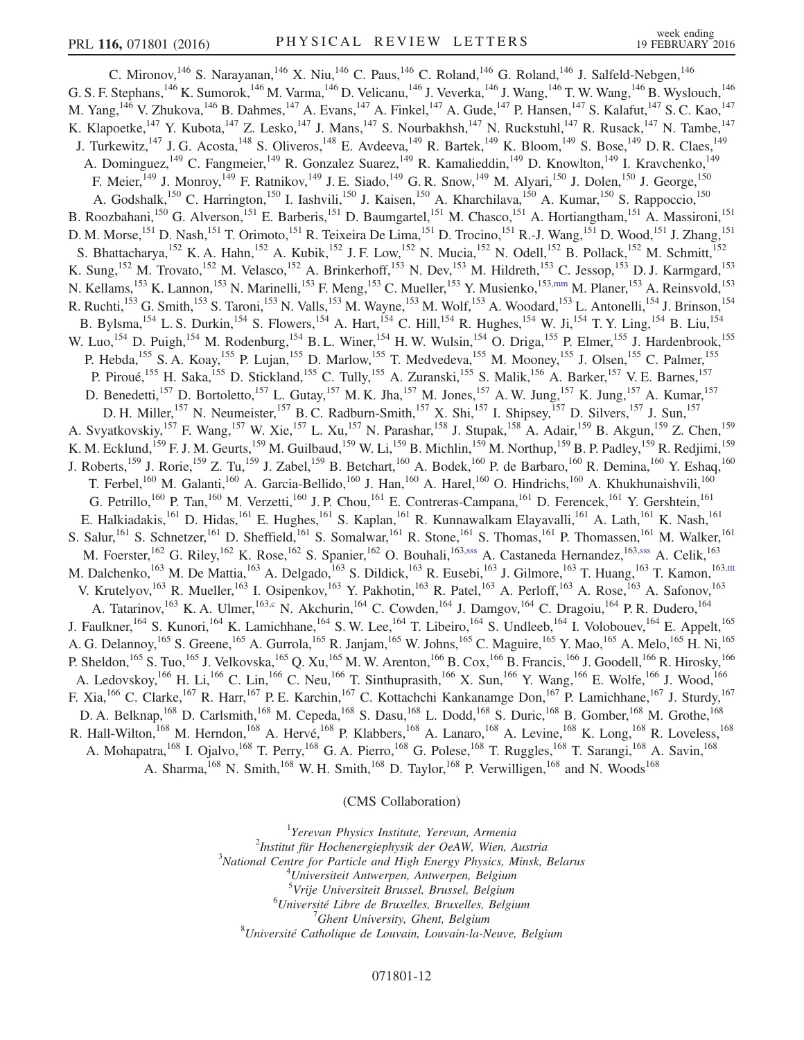C. Mironov,[146] S. Narayanan,[146] X. Niu,[146] C. Paus,[146] C. Roland,[146] G. Roland,[146] J. Salfeld-Nebgen,[146] G. S. F. Stephans,[146] K. Sumorok,[146] M. Varma,[146] D. Velicanu,[146] J. Veverka,[146] J. Wang,[146] T. W. Wang,[146] B. Wyslouch,[146] M. Yang,[146] V. Zhukova,[146] B. Dahmes,[147] A. Evans,[147] A. Finkel,[147] A. Gude,[147] P. Hansen,[147] S. Kalafut,[147] S. C. Kao,[147] K. Klapoetke,[147] Y. Kubota,[147] Z. Lesko,[147] J. Mans,[147] S. Nourbakhsh,[147] N. Ruckstuhl,[147] R. Rusack,[147] N. Tambe,[147] J. Turkewitz,[147] J. G. Acosta,[148] S. Oliveros,[148] E. Avdeeva,[149] R. Bartek,[149] K. Bloom,[149] S. Bose,[149] D. R. Claes,[149] A. Dominguez,[149] C. Fangmeier,[149] R. Gonzalez Suarez,[149] R. Kamalieddin,[149] D. Knowlton,[149] I. Kravchenko,[149] F. Meier,[149] J. Monroy,[149] F. Ratnikov,[149] J. E. Siado,[149] G. R. Snow,[149] M. Alyari,[150] J. Dolen,[150] J. George,[150] A. Godshalk,[150] C. Harrington,[150] I. Iashvili,[150] J. Kaisen,[150] A. Kharchilava,[150] A. Kumar,[150] S. Rappoccio,[150] B. Roozbahani,[150] G. Alverson,[151] E. Barberis,[151] D. Baumgartel,[151] M. Chasco,[151] A. Hortiangtham,[151] A. Massironi,[151] D. M. Morse,[151] D. Nash,[151] T. Orimoto,[151] R. Teixeira De Lima,[151] D. Trocino,[151] R.-J. Wang,[151] D. Wood,[151] J. Zhang,[151] S. Bhattacharya,[152] K. A. Hahn,[152] A. Kubik,[152] J. F. Low,[152] N. Mucia,[152] N. Odell,[152] B. Pollack,[152] M. Schmitt,[152] K. Sung,[152] M. Trovato,[152] M. Velasco,[152] A. Brinkerhoff,[153] N. Dev,[153] M. Hildreth,[153] C. Jessop,[153] D. J. Karmgard,[153] N. Kellams,[153] K. Lannon,[153] N. Marinelli,[153] F. Meng,[153] C. Mueller,[153] Y. Musienko,[153,mm] M. Planer,[153] A. Reinsvold,[153] R. Ruchti,[153] G. Smith,[153] S. Taroni,[153] N. Valls,[153] M. Wayne,[153] M. Wolf,[153] A. Woodard,[153] L. Antonelli,[154] J. Brinson,[154] B. Bylsma,[154] L. S. Durkin,[154] S. Flowers,[154] A. Hart,[154] C. Hill,[154] R. Hughes,[154] W. Ji,[154] T. Y. Ling,[154] B. Liu,[154] W. Luo,[154] D. Puigh,[154] M. Rodenburg,[154] B. L. Winer,[154] H. W. Wulsin,[154] O. Driga,[155] P. Elmer,[155] J. Hardenbrook,[155] P. Hebda,[155] S. A. Koay,[155] P. Lujan,[155] D. Marlow,[155] T. Medvedeva,[155] M. Mooney,[155] J. Olsen,[155] C. Palmer,[155] P. Piroué,[155] H. Saka,[155] D. Stickland,[155] C. Tully,[155] A. Zuranski,[155] S. Malik,[156] A. Barker,[157] V. E. Barnes,[157] D. Benedetti,[157] D. Bortoletto,[157] L. Gutay,[157] M. K. Jha,[157] M. Jones,[157] A. W. Jung,[157] K. Jung,[157] A. Kumar,[157] D. H. Miller,[157] N. Neumeister,[157] B. C. Radburn-Smith,[157] X. Shi,[157] I. Shipsey,[157] D. Silvers,[157] J. Sun,[157] A. Svyatkovskiy,[157] F. Wang,[157] W. Xie,[157] L. Xu,[157] N. Parashar,[158] J. Stupak,[158] A. Adair,[159] B. Akgun,[159] Z. Chen,[159] K. M. Ecklund,[159] F. J. M. Geurts,[159] M. Guilbaud,[159] W. Li,[159] B. Michlin,[159] M. Northup,[159] B. P. Padley,[159] R. Redjimi,[159] J. Roberts,[159] J. Rorie,[159] Z. Tu,[159] J. Zabel,[159] B. Betchart,[160] A. Bodek,[160] P. de Barbaro,[160] R. Demina,[160] Y. Eshaq,[160] T. Ferbel,[160] M. Galanti,[160] A. Garcia-Bellido,[160] J. Han,[160] A. Harel,[160] O. Hindrichs,[160] A. Khukhunaishvili,[160] G. Petrillo,[160] P. Tan,[160] M. Verzetti,[160] J. P. Chou,[161] E. Contreras-Campana,[161] D. Ferencek,[161] Y. Gershtein,[161] E. Halkiadakis,[161] D. Hidas,[161] E. Hughes,[161] S. Kaplan,[161] R. Kunnawalkam Elayavalli,[161] A. Lath,[161] K. Nash,[161] S. Salur,[161] S. Schnetzer,[161] D. Sheffield,[161] S. Somalwar,[161] R. Stone,[161] S. Thomas,[161] P. Thomassen,[161] M. Walker,[161] M. Foerster,[162] G. Riley,[162] K. Rose,[162] S. Spanier,[162] O. Bouhali,[163,sss] A. Castaneda Hernandez,[163,sss] A. Celik,[163] M. Dalchenko,[163] M. De Mattia,[163] A. Delgado,[163] S. Dildick,[163] R. Eusebi,[163] J. Gilmore,[163] T. Huang,[163] T. Kamon,[163,ttt] V. Krutelyov,[163] R. Mueller,[163] I. Osipenkov,[163] Y. Pakhotin,[163] R. Patel,[163] A. Perloff,[163] A. Rose,[163] A. Safonov,[163] A. Tatarinov,[163] K. A. Ulmer,[163,c] N. Akchurin,[164] C. Cowden,[164] J. Damgov,[164] C. Dragoiu,[164] P. R. Dudero,[164] J. Faulkner,[164] S. Kunori,[164] K. Lamichhane,[164] S. W. Lee,[164] T. Libeiro,[164] S. Undleeb,[164] I. Volobouev,[164] E. Appelt,[165] A. G. Delannoy,[165] S. Greene,[165] A. Gurrola,[165] R. Janjam,[165] W. Johns,[165] C. Maguire,[165] Y. Mao,[165] A. Melo,[165] H. Ni,[165] P. Sheldon,[165] S. Tuo,[165] J. Velkovska,[165] Q. Xu,[165] M. W. Arenton,[166] B. Cox,[166] B. Francis,[166] J. Goodell,[166] R. Hirosky,[166] A. Ledovskoy,[166] H. Li,[166] C. Lin,[166] C. Neu,[166] T. Sinthuprasith,[166] X. Sun,[166] Y. Wang,[166] E. Wolfe,[166] J. Wood,[166] F. Xia,[166] C. Clarke,[167] R. Harr,[167] P. E. Karchin,[167] C. Kottachchi Kankanamge Don,[167] P. Lamichhane,[167] J. Sturdy,[167] D. A. Belknap,[168] D. Carlsmith,[168] M. Cepeda,[168] S. Dasu,[168] L. Dodd,[168] S. Duric,[168] B. Gomber,[168] M. Grothe,[168] R. Hall-Wilton,[168] M. Herndon,[168] A. Hervé,[168] P. Klabbers,[168] A. Lanaro,[168] A. Levine,[168] K. Long,[168] R. Loveless,[168] A. Mohapatra,[168] I. Ojalvo,[168] T. Perry,[168] G. A. Pierro,[168] G. Polese,[168] T. Ruggles,[168] T. Sarangi,[168] A. Savin,[168] A. Sharma,[168] N. Smith,[168] W. H. Smith,[168] D. Taylor,[168] P. Verwilligen,[168] and N. Woods[168]

(CMS Collaboration)

[1] *Yerevan Physics Institute, Yerevan, Armenia*
[2] *Institut für Hochenergiephysik der OeAW, Wien, Austria*
[3] *National Centre for Particle and High Energy Physics, Minsk, Belarus*
[4] *Universiteit Antwerpen, Antwerpen, Belgium*
[5] *Vrije Universiteit Brussel, Brussel, Belgium*
[6] *Université Libre de Bruxelles, Bruxelles, Belgium*
[7] *Ghent University, Ghent, Belgium*
[8] *Université Catholique de Louvain, Louvain-la-Neuve, Belgium*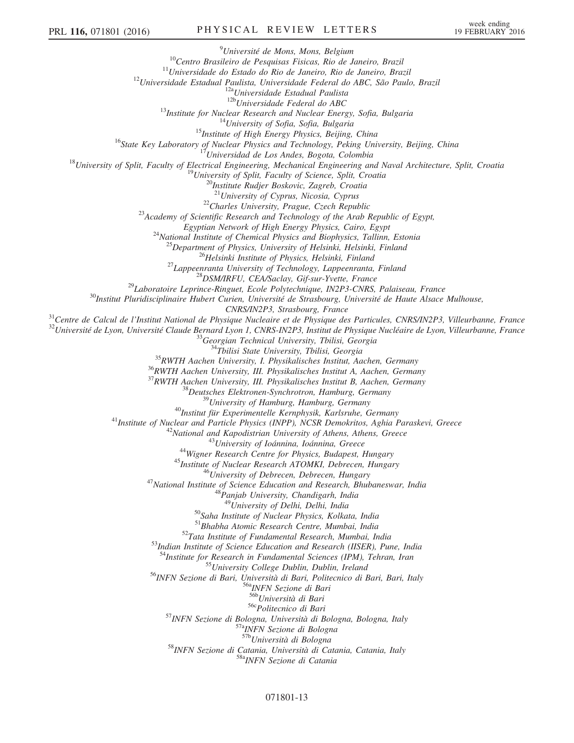[9]Université de Mons, Mons, Belgium
[10]Centro Brasileiro de Pesquisas Fisicas, Rio de Janeiro, Brazil
[11]Universidade do Estado do Rio de Janeiro, Rio de Janeiro, Brazil
[12]Universidade Estadual Paulista, Universidade Federal do ABC, São Paulo, Brazil
[12a]Universidade Estadual Paulista
[12b]Universidade Federal do ABC
[13]Institute for Nuclear Research and Nuclear Energy, Sofia, Bulgaria
[14]University of Sofia, Sofia, Bulgaria
[15]Institute of High Energy Physics, Beijing, China
[16]State Key Laboratory of Nuclear Physics and Technology, Peking University, Beijing, China
[17]Universidad de Los Andes, Bogota, Colombia
[18]University of Split, Faculty of Electrical Engineering, Mechanical Engineering and Naval Architecture, Split, Croatia
[19]University of Split, Faculty of Science, Split, Croatia
[20]Institute Rudjer Boskovic, Zagreb, Croatia
[21]University of Cyprus, Nicosia, Cyprus
[22]Charles University, Prague, Czech Republic
[23]Academy of Scientific Research and Technology of the Arab Republic of Egypt, Egyptian Network of High Energy Physics, Cairo, Egypt
[24]National Institute of Chemical Physics and Biophysics, Tallinn, Estonia
[25]Department of Physics, University of Helsinki, Helsinki, Finland
[26]Helsinki Institute of Physics, Helsinki, Finland
[27]Lappeenranta University of Technology, Lappeenranta, Finland
[28]DSM/IRFU, CEA/Saclay, Gif-sur-Yvette, France
[29]Laboratoire Leprince-Ringuet, Ecole Polytechnique, IN2P3-CNRS, Palaiseau, France
[30]Institut Pluridisciplinaire Hubert Curien, Université de Strasbourg, Université de Haute Alsace Mulhouse, CNRS/IN2P3, Strasbourg, France
[31]Centre de Calcul de l'Institut National de Physique Nucleaire et de Physique des Particules, CNRS/IN2P3, Villeurbanne, France
[32]Université de Lyon, Université Claude Bernard Lyon 1, CNRS-IN2P3, Institut de Physique Nucléaire de Lyon, Villeurbanne, France
[33]Georgian Technical University, Tbilisi, Georgia
[34]Tbilisi State University, Tbilisi, Georgia
[35]RWTH Aachen University, I. Physikalisches Institut, Aachen, Germany
[36]RWTH Aachen University, III. Physikalisches Institut A, Aachen, Germany
[37]RWTH Aachen University, III. Physikalisches Institut B, Aachen, Germany
[38]Deutsches Elektronen-Synchrotron, Hamburg, Germany
[39]University of Hamburg, Hamburg, Germany
[40]Institut für Experimentelle Kernphysik, Karlsruhe, Germany
[41]Institute of Nuclear and Particle Physics (INPP), NCSR Demokritos, Aghia Paraskevi, Greece
[42]National and Kapodistrian University of Athens, Athens, Greece
[43]University of Ioánnina, Ioánnina, Greece
[44]Wigner Research Centre for Physics, Budapest, Hungary
[45]Institute of Nuclear Research ATOMKI, Debrecen, Hungary
[46]University of Debrecen, Debrecen, Hungary
[47]National Institute of Science Education and Research, Bhubaneswar, India
[48]Panjab University, Chandigarh, India
[49]University of Delhi, Delhi, India
[50]Saha Institute of Nuclear Physics, Kolkata, India
[51]Bhabha Atomic Research Centre, Mumbai, India
[52]Tata Institute of Fundamental Research, Mumbai, India
[53]Indian Institute of Science Education and Research (IISER), Pune, India
[54]Institute for Research in Fundamental Sciences (IPM), Tehran, Iran
[55]University College Dublin, Dublin, Ireland
[56]INFN Sezione di Bari, Università di Bari, Politecnico di Bari, Bari, Italy
[56a]INFN Sezione di Bari
[56b]Università di Bari
[56c]Politecnico di Bari
[57]INFN Sezione di Bologna, Università di Bologna, Bologna, Italy
[57a]INFN Sezione di Bologna
[57b]Università di Bologna
[58]INFN Sezione di Catania, Università di Catania, Catania, Italy
[58a]INFN Sezione di Catania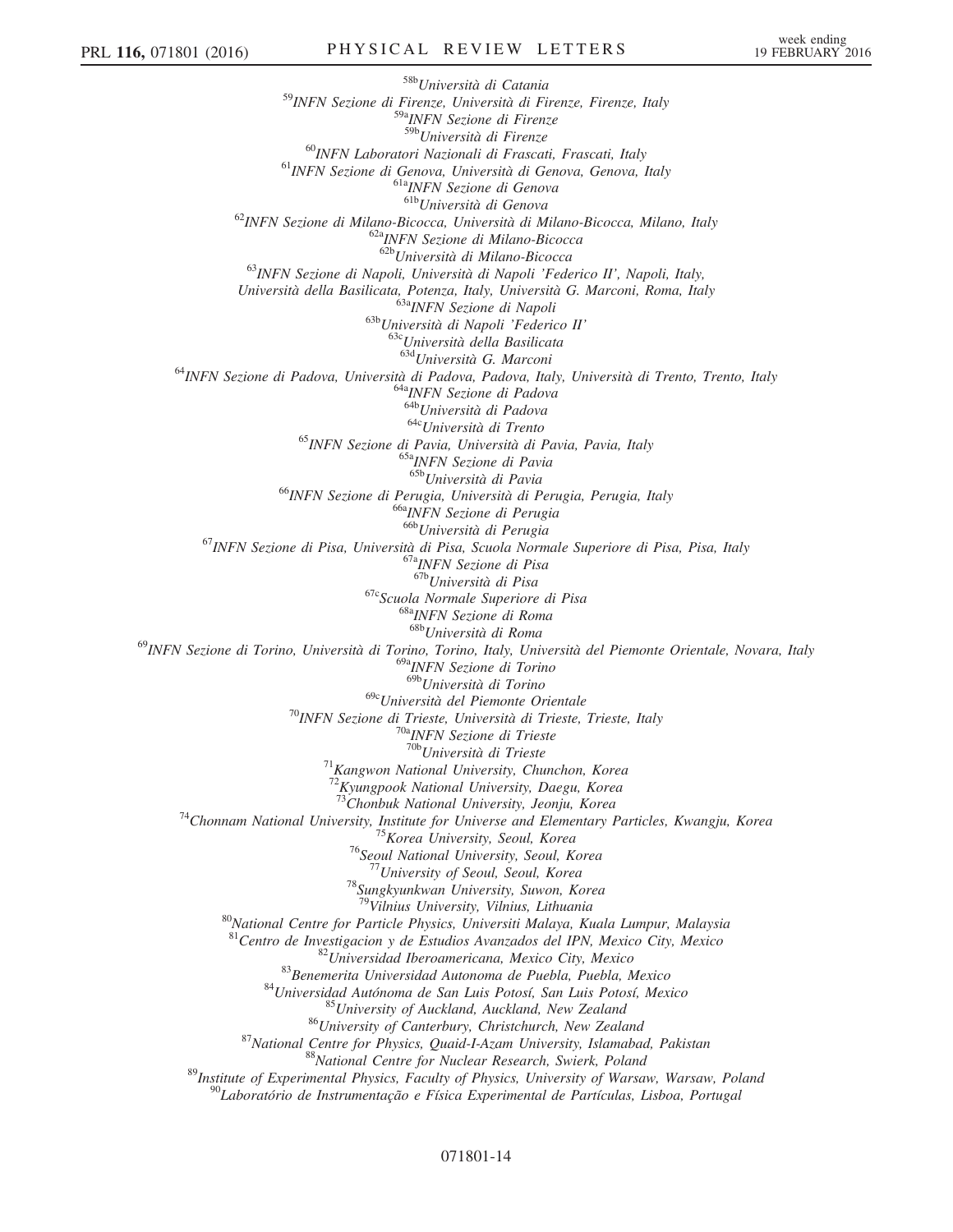[58b]Università di Catania

[59]INFN Sezione di Firenze, Università di Firenze, Firenze, Italy

[59a]INFN Sezione di Firenze

[59b]Università di Firenze

[60]INFN Laboratori Nazionali di Frascati, Frascati, Italy

[61]INFN Sezione di Genova, Università di Genova, Genova, Italy

[61a]INFN Sezione di Genova

[61b]Università di Genova

[62]INFN Sezione di Milano-Bicocca, Università di Milano-Bicocca, Milano, Italy

[62a]INFN Sezione di Milano-Bicocca

[62b]Università di Milano-Bicocca

[63]INFN Sezione di Napoli, Università di Napoli 'Federico II', Napoli, Italy, Università della Basilicata, Potenza, Italy, Università G. Marconi, Roma, Italy

[63a]INFN Sezione di Napoli

[63b]Università di Napoli 'Federico II'

[63c]Università della Basilicata

[63d]Università G. Marconi

[64]INFN Sezione di Padova, Università di Padova, Padova, Italy, Università di Trento, Trento, Italy

[64a]INFN Sezione di Padova

[64b]Università di Padova

[64c]Università di Trento

[65]INFN Sezione di Pavia, Università di Pavia, Pavia, Italy

[65a]INFN Sezione di Pavia

[65b]Università di Pavia

[66]INFN Sezione di Perugia, Università di Perugia, Perugia, Italy

[66a]INFN Sezione di Perugia

[66b]Università di Perugia

[67]INFN Sezione di Pisa, Università di Pisa, Scuola Normale Superiore di Pisa, Pisa, Italy

[67a]INFN Sezione di Pisa

[67b]Università di Pisa

[67c]Scuola Normale Superiore di Pisa

[68a]INFN Sezione di Roma

[68b]Università di Roma

[69]INFN Sezione di Torino, Università di Torino, Torino, Italy, Università del Piemonte Orientale, Novara, Italy

[69a]INFN Sezione di Torino

[69b]Università di Torino

[69c]Università del Piemonte Orientale

[70]INFN Sezione di Trieste, Università di Trieste, Trieste, Italy

[70a]INFN Sezione di Trieste

[70b]Università di Trieste

[71]Kangwon National University, Chunchon, Korea

[72]Kyungpook National University, Daegu, Korea

[73]Chonbuk National University, Jeonju, Korea

[74]Chonnam National University, Institute for Universe and Elementary Particles, Kwangju, Korea

[75]Korea University, Seoul, Korea

[76]Seoul National University, Seoul, Korea

[77]University of Seoul, Seoul, Korea

[78]Sungkyunkwan University, Suwon, Korea

[79]Vilnius University, Vilnius, Lithuania

[80]National Centre for Particle Physics, Universiti Malaya, Kuala Lumpur, Malaysia

[81]Centro de Investigacion y de Estudios Avanzados del IPN, Mexico City, Mexico

[82]Universidad Iberoamericana, Mexico City, Mexico

[83]Benemerita Universidad Autonoma de Puebla, Puebla, Mexico

[84]Universidad Autónoma de San Luis Potosí, San Luis Potosí, Mexico

[85]University of Auckland, Auckland, New Zealand

[86]University of Canterbury, Christchurch, New Zealand

[87]National Centre for Physics, Quaid-I-Azam University, Islamabad, Pakistan

[88]National Centre for Nuclear Research, Swierk, Poland

[89]Institute of Experimental Physics, Faculty of Physics, University of Warsaw, Warsaw, Poland

[90]Laboratório de Instrumentação e Física Experimental de Partículas, Lisboa, Portugal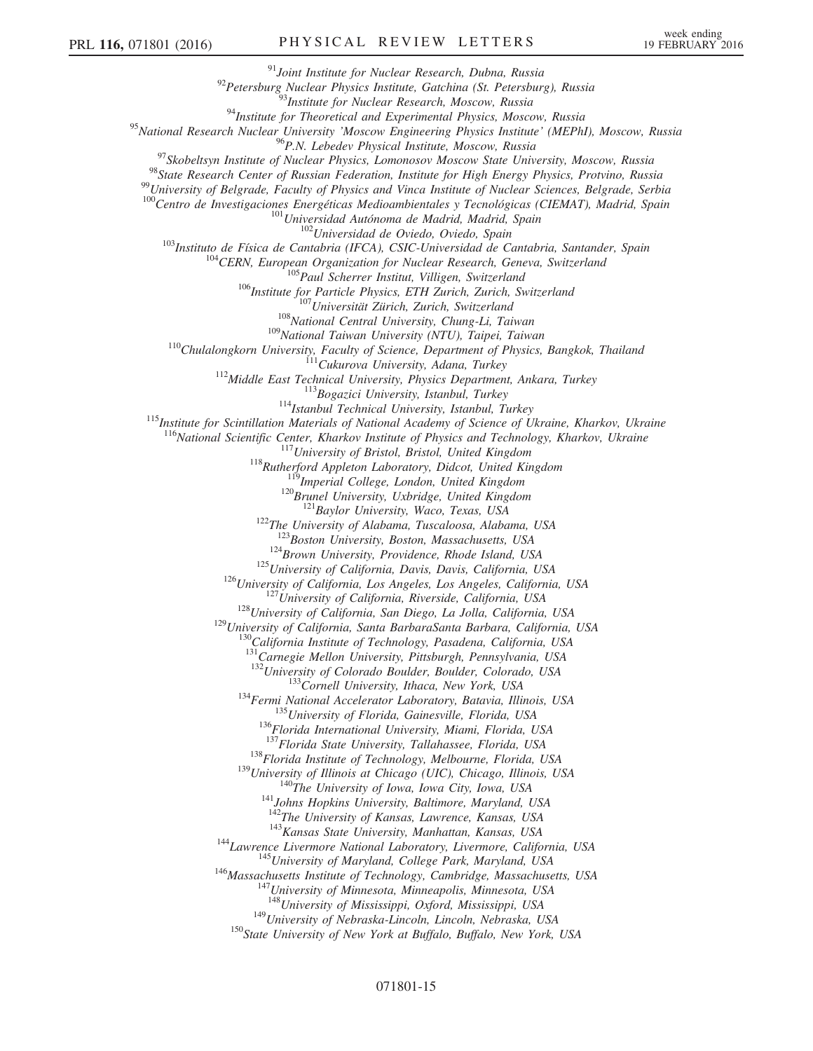[91]Joint Institute for Nuclear Research, Dubna, Russia
[92]Petersburg Nuclear Physics Institute, Gatchina (St. Petersburg), Russia
[93]Institute for Nuclear Research, Moscow, Russia
[94]Institute for Theoretical and Experimental Physics, Moscow, Russia
[95]National Research Nuclear University 'Moscow Engineering Physics Institute' (MEPhI), Moscow, Russia
[96]P.N. Lebedev Physical Institute, Moscow, Russia
[97]Skobeltsyn Institute of Nuclear Physics, Lomonosov Moscow State University, Moscow, Russia
[98]State Research Center of Russian Federation, Institute for High Energy Physics, Protvino, Russia
[99]University of Belgrade, Faculty of Physics and Vinca Institute of Nuclear Sciences, Belgrade, Serbia
[100]Centro de Investigaciones Energéticas Medioambientales y Tecnológicas (CIEMAT), Madrid, Spain
[101]Universidad Autónoma de Madrid, Madrid, Spain
[102]Universidad de Oviedo, Oviedo, Spain
[103]Instituto de Física de Cantabria (IFCA), CSIC-Universidad de Cantabria, Santander, Spain
[104]CERN, European Organization for Nuclear Research, Geneva, Switzerland
[105]Paul Scherrer Institut, Villigen, Switzerland
[106]Institute for Particle Physics, ETH Zurich, Zurich, Switzerland
[107]Universität Zürich, Zurich, Switzerland
[108]National Central University, Chung-Li, Taiwan
[109]National Taiwan University (NTU), Taipei, Taiwan
[110]Chulalongkorn University, Faculty of Science, Department of Physics, Bangkok, Thailand
[111]Cukurova University, Adana, Turkey
[112]Middle East Technical University, Physics Department, Ankara, Turkey
[113]Bogazici University, Istanbul, Turkey
[114]Istanbul Technical University, Istanbul, Turkey
[115]Institute for Scintillation Materials of National Academy of Science of Ukraine, Kharkov, Ukraine
[116]National Scientific Center, Kharkov Institute of Physics and Technology, Kharkov, Ukraine
[117]University of Bristol, Bristol, United Kingdom
[118]Rutherford Appleton Laboratory, Didcot, United Kingdom
[119]Imperial College, London, United Kingdom
[120]Brunel University, Uxbridge, United Kingdom
[121]Baylor University, Waco, Texas, USA
[122]The University of Alabama, Tuscaloosa, Alabama, USA
[123]Boston University, Boston, Massachusetts, USA
[124]Brown University, Providence, Rhode Island, USA
[125]University of California, Davis, Davis, California, USA
[126]University of California, Los Angeles, Los Angeles, California, USA
[127]University of California, Riverside, California, USA
[128]University of California, San Diego, La Jolla, California, USA
[129]University of California, Santa BarbaraSanta Barbara, California, USA
[130]California Institute of Technology, Pasadena, California, USA
[131]Carnegie Mellon University, Pittsburgh, Pennsylvania, USA
[132]University of Colorado Boulder, Boulder, Colorado, USA
[133]Cornell University, Ithaca, New York, USA
[134]Fermi National Accelerator Laboratory, Batavia, Illinois, USA
[135]University of Florida, Gainesville, Florida, USA
[136]Florida International University, Miami, Florida, USA
[137]Florida State University, Tallahassee, Florida, USA
[138]Florida Institute of Technology, Melbourne, Florida, USA
[139]University of Illinois at Chicago (UIC), Chicago, Illinois, USA
[140]The University of Iowa, Iowa City, Iowa, USA
[141]Johns Hopkins University, Baltimore, Maryland, USA
[142]The University of Kansas, Lawrence, Kansas, USA
[143]Kansas State University, Manhattan, Kansas, USA
[144]Lawrence Livermore National Laboratory, Livermore, California, USA
[145]University of Maryland, College Park, Maryland, USA
[146]Massachusetts Institute of Technology, Cambridge, Massachusetts, USA
[147]University of Minnesota, Minneapolis, Minnesota, USA
[148]University of Mississippi, Oxford, Mississippi, USA
[149]University of Nebraska-Lincoln, Lincoln, Nebraska, USA
[150]State University of New York at Buffalo, Buffalo, New York, USA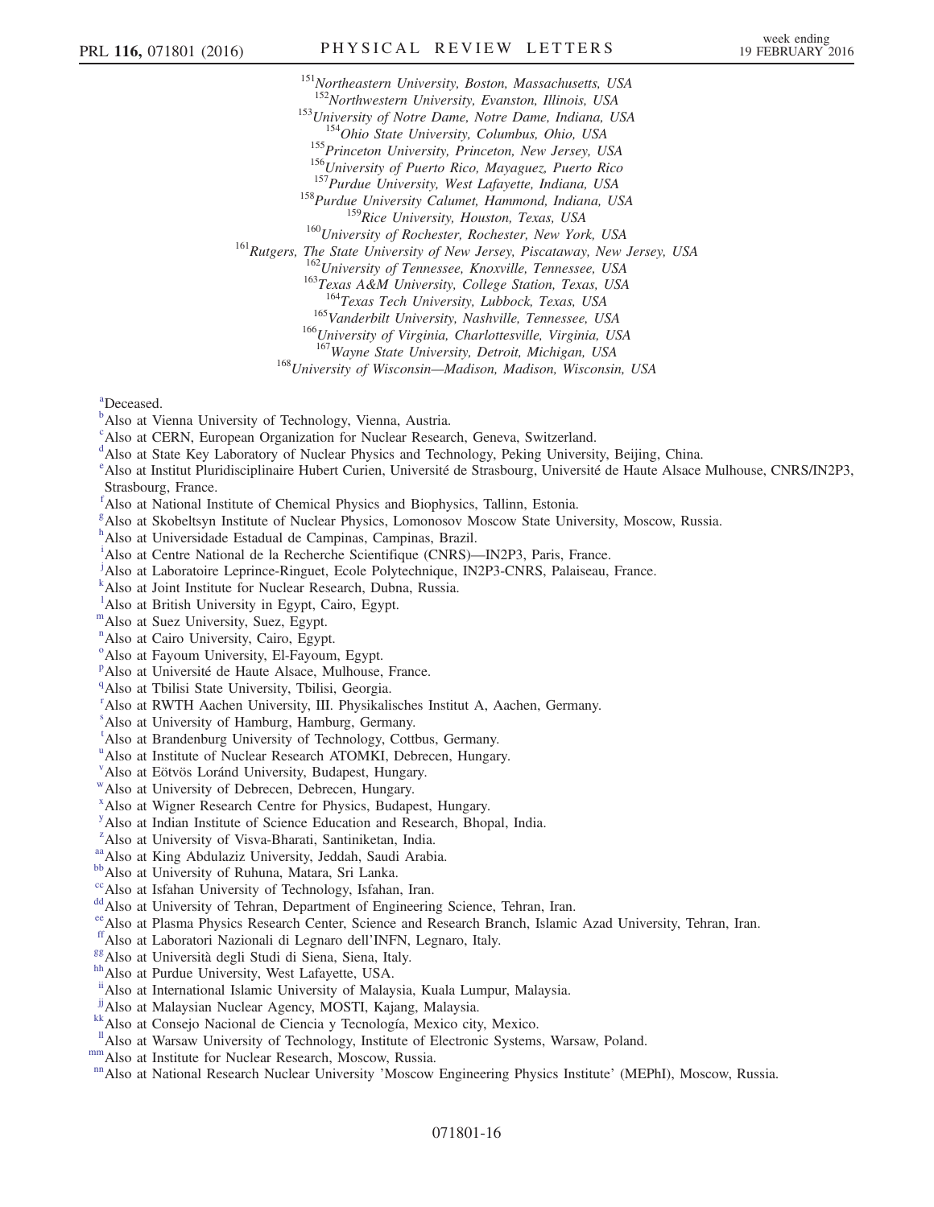[151]Northeastern University, Boston, Massachusetts, USA
[152]Northwestern University, Evanston, Illinois, USA
[153]University of Notre Dame, Notre Dame, Indiana, USA
[154]Ohio State University, Columbus, Ohio, USA
[155]Princeton University, Princeton, New Jersey, USA
[156]University of Puerto Rico, Mayaguez, Puerto Rico
[157]Purdue University, West Lafayette, Indiana, USA
[158]Purdue University Calumet, Hammond, Indiana, USA
[159]Rice University, Houston, Texas, USA
[160]University of Rochester, Rochester, New York, USA
[161]Rutgers, The State University of New Jersey, Piscataway, New Jersey, USA
[162]University of Tennessee, Knoxville, Tennessee, USA
[163]Texas A&M University, College Station, Texas, USA
[164]Texas Tech University, Lubbock, Texas, USA
[165]Vanderbilt University, Nashville, Tennessee, USA
[166]University of Virginia, Charlottesville, Virginia, USA
[167]Wayne State University, Detroit, Michigan, USA
[168]University of Wisconsin—Madison, Madison, Wisconsin, USA

[a]Deceased.
[b]Also at Vienna University of Technology, Vienna, Austria.
[c]Also at CERN, European Organization for Nuclear Research, Geneva, Switzerland.
[d]Also at State Key Laboratory of Nuclear Physics and Technology, Peking University, Beijing, China.
[e]Also at Institut Pluridisciplinaire Hubert Curien, Université de Strasbourg, Université de Haute Alsace Mulhouse, CNRS/IN2P3, Strasbourg, France.
[f]Also at National Institute of Chemical Physics and Biophysics, Tallinn, Estonia.
[g]Also at Skobeltsyn Institute of Nuclear Physics, Lomonosov Moscow State University, Moscow, Russia.
[h]Also at Universidade Estadual de Campinas, Campinas, Brazil.
[i]Also at Centre National de la Recherche Scientifique (CNRS)—IN2P3, Paris, France.
[j]Also at Laboratoire Leprince-Ringuet, Ecole Polytechnique, IN2P3-CNRS, Palaiseau, France.
[k]Also at Joint Institute for Nuclear Research, Dubna, Russia.
[l]Also at British University in Egypt, Cairo, Egypt.
[m]Also at Suez University, Suez, Egypt.
[n]Also at Cairo University, Cairo, Egypt.
[o]Also at Fayoum University, El-Fayoum, Egypt.
[p]Also at Université de Haute Alsace, Mulhouse, France.
[q]Also at Tbilisi State University, Tbilisi, Georgia.
[r]Also at RWTH Aachen University, III. Physikalisches Institut A, Aachen, Germany.
[s]Also at University of Hamburg, Hamburg, Germany.
[t]Also at Brandenburg University of Technology, Cottbus, Germany.
[u]Also at Institute of Nuclear Research ATOMKI, Debrecen, Hungary.
[v]Also at Eötvös Loránd University, Budapest, Hungary.
[w]Also at University of Debrecen, Debrecen, Hungary.
[x]Also at Wigner Research Centre for Physics, Budapest, Hungary.
[y]Also at Indian Institute of Science Education and Research, Bhopal, India.
[z]Also at University of Visva-Bharati, Santiniketan, India.
[aa]Also at King Abdulaziz University, Jeddah, Saudi Arabia.
[bb]Also at University of Ruhuna, Matara, Sri Lanka.
[cc]Also at Isfahan University of Technology, Isfahan, Iran.
[dd]Also at University of Tehran, Department of Engineering Science, Tehran, Iran.
[ee]Also at Plasma Physics Research Center, Science and Research Branch, Islamic Azad University, Tehran, Iran.
[ff]Also at Laboratori Nazionali di Legnaro dell'INFN, Legnaro, Italy.
[gg]Also at Università degli Studi di Siena, Siena, Italy.
[hh]Also at Purdue University, West Lafayette, USA.
[ii]Also at International Islamic University of Malaysia, Kuala Lumpur, Malaysia.
[jj]Also at Malaysian Nuclear Agency, MOSTI, Kajang, Malaysia.
[kk]Also at Consejo Nacional de Ciencia y Tecnología, Mexico city, Mexico.
[ll]Also at Warsaw University of Technology, Institute of Electronic Systems, Warsaw, Poland.
[mm]Also at Institute for Nuclear Research, Moscow, Russia.
[nn]Also at National Research Nuclear University 'Moscow Engineering Physics Institute' (MEPhI), Moscow, Russia.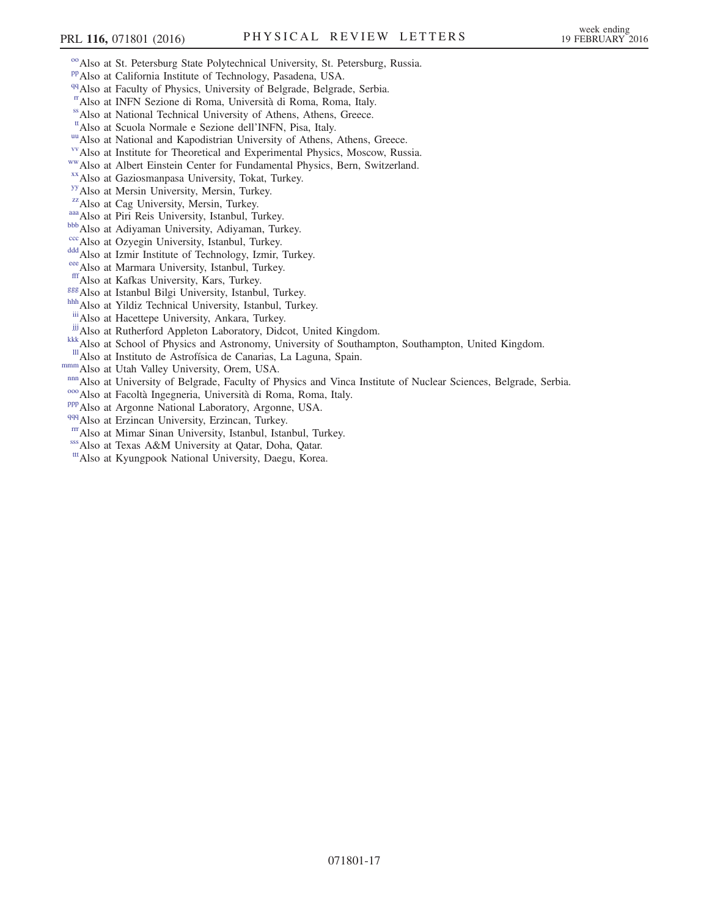[oo]Also at St. Petersburg State Polytechnical University, St. Petersburg, Russia.
[pp]Also at California Institute of Technology, Pasadena, USA.
[qq]Also at Faculty of Physics, University of Belgrade, Belgrade, Serbia.
[rr]Also at INFN Sezione di Roma, Università di Roma, Roma, Italy.
[ss]Also at National Technical University of Athens, Athens, Greece.
[tt]Also at Scuola Normale e Sezione dell'INFN, Pisa, Italy.
[uu]Also at National and Kapodistrian University of Athens, Athens, Greece.
[vv]Also at Institute for Theoretical and Experimental Physics, Moscow, Russia.
[ww]Also at Albert Einstein Center for Fundamental Physics, Bern, Switzerland.
[xx]Also at Gaziosmanpasa University, Tokat, Turkey.
[yy]Also at Mersin University, Mersin, Turkey.
[zz]Also at Cag University, Mersin, Turkey.
[aaa]Also at Piri Reis University, Istanbul, Turkey.
[bbb]Also at Adiyaman University, Adiyaman, Turkey.
[ccc]Also at Ozyegin University, Istanbul, Turkey.
[ddd]Also at Izmir Institute of Technology, Izmir, Turkey.
[eee]Also at Marmara University, Istanbul, Turkey.
[fff]Also at Kafkas University, Kars, Turkey.
[ggg]Also at Istanbul Bilgi University, Istanbul, Turkey.
[hhh]Also at Yildiz Technical University, Istanbul, Turkey.
[iii]Also at Hacettepe University, Ankara, Turkey.
[jjj]Also at Rutherford Appleton Laboratory, Didcot, United Kingdom.
[kkk]Also at School of Physics and Astronomy, University of Southampton, Southampton, United Kingdom.
[lll]Also at Instituto de Astrofísica de Canarias, La Laguna, Spain.
[mmm]Also at Utah Valley University, Orem, USA.
[nnn]Also at University of Belgrade, Faculty of Physics and Vinca Institute of Nuclear Sciences, Belgrade, Serbia.
[ooo]Also at Facoltà Ingegneria, Università di Roma, Roma, Italy.
[ppp]Also at Argonne National Laboratory, Argonne, USA.
[qqq]Also at Erzincan University, Erzincan, Turkey.
[rrr]Also at Mimar Sinan University, Istanbul, Istanbul, Turkey.
[sss]Also at Texas A&M University at Qatar, Doha, Qatar.
[ttt]Also at Kyungpook National University, Daegu, Korea.